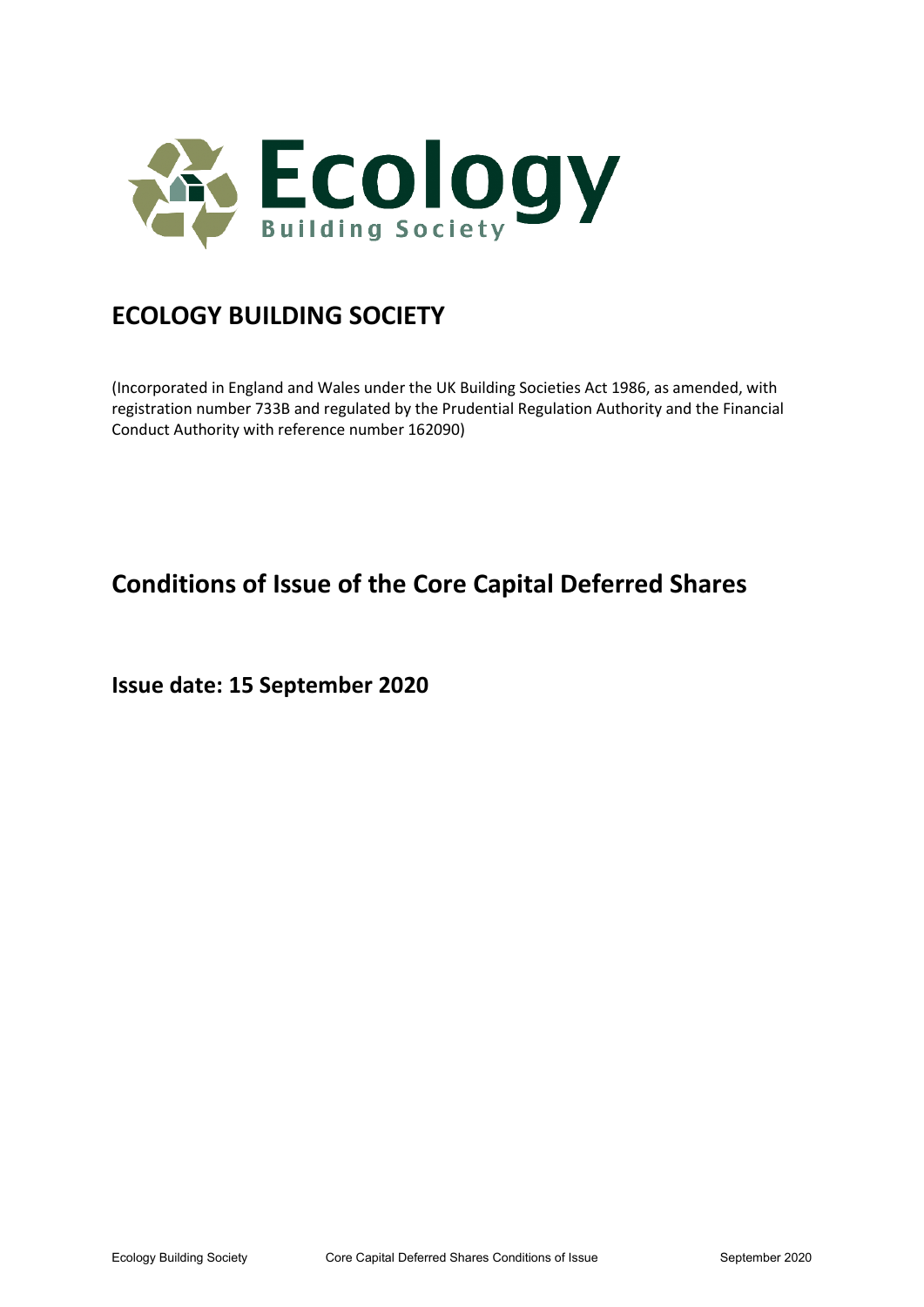# ECOLOGY BUILDING SOCIETY

(Incorporated in England and Wales under the UK Building Societies Act 1986, as amended, with registration number 733B and regulated by the Prudential Regulation Authority and the Financial Conduct Authority with reference number 162090)

## Conditions of Issue of the Core Capital Deferred Shares

**Issue date: 15 September 2020**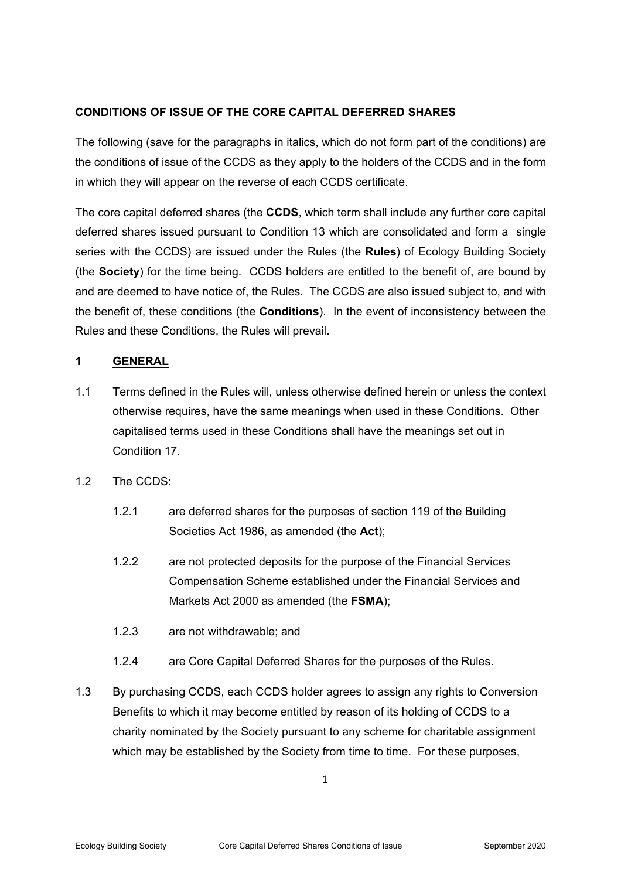**CONDITIONS OF ISSUE OF THE CORE CAPITAL DEFERRED SHARES**

The following (save for the paragraphs in italics, which do not form part of the conditions) are the conditions of issue of the CCDS as they apply to the holders of the CCDS and in the form in which they will appear on the reverse of each CCDS certificate.

The core capital deferred shares (the **CCDS**, which term shall include any further core capital deferred shares issued pursuant to Condition 13 which are consolidated and form a single series with the CCDS) are issued under the Rules (the **Rules**) of Ecology Building Society (the **Society**) for the time being. CCDS holders are entitled to the benefit of, are bound by and are deemed to have notice of, the Rules. The CCDS are also issued subject to, and with the benefit of, these conditions (the **Conditions**). In the event of inconsistency between the Rules and these Conditions, the Rules will prevail.

## 1 GENERAL

1.1 Terms defined in the Rules will, unless otherwise defined herein or unless the context otherwise requires, have the same meanings when used in these Conditions. Other capitalised terms used in these Conditions shall have the meanings set out in Condition 17.

1.2 The CCDS:

1.2.1 are deferred shares for the purposes of section 119 of the Building Societies Act 1986, as amended (the **Act**);

1.2.2 are not protected deposits for the purpose of the Financial Services Compensation Scheme established under the Financial Services and Markets Act 2000 as amended (the **FSMA**);

1.2.3 are not withdrawable; and

1.2.4 are Core Capital Deferred Shares for the purposes of the Rules.

1.3 By purchasing CCDS, each CCDS holder agrees to assign any rights to Conversion Benefits to which it may become entitled by reason of its holding of CCDS to a charity nominated by the Society pursuant to any scheme for charitable assignment which may be established by the Society from time to time. For these purposes,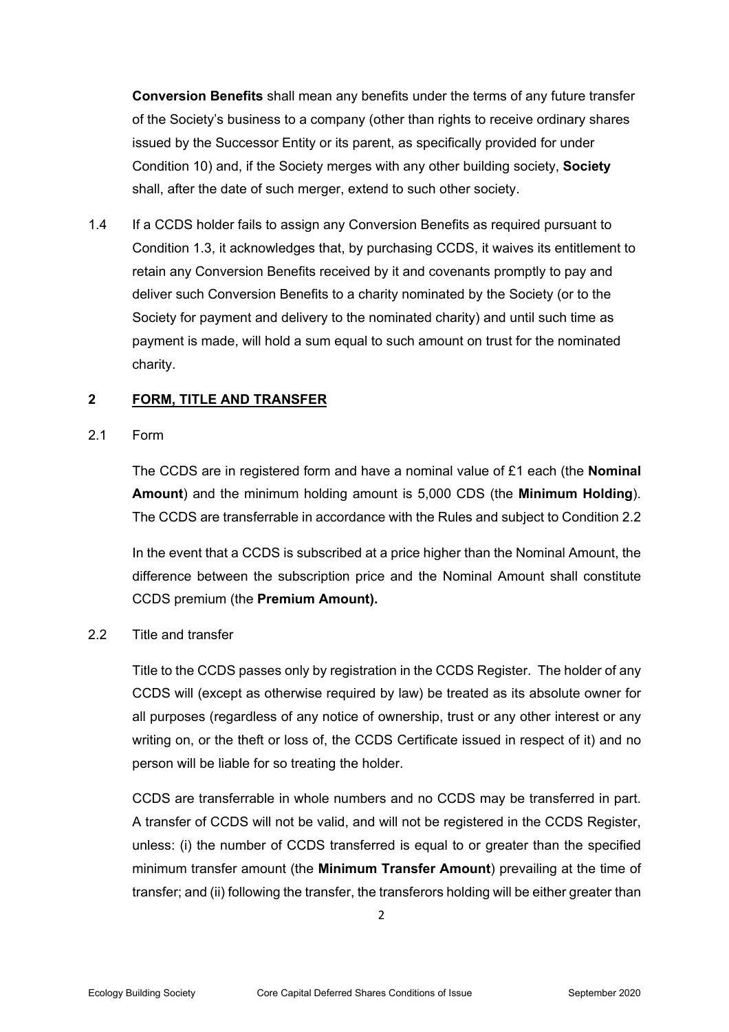**Conversion Benefits** shall mean any benefits under the terms of any future transfer of the Society's business to a company (other than rights to receive ordinary shares issued by the Successor Entity or its parent, as specifically provided for under Condition 10) and, if the Society merges with any other building society, **Society** shall, after the date of such merger, extend to such other society.

1.4 If a CCDS holder fails to assign any Conversion Benefits as required pursuant to Condition 1.3, it acknowledges that, by purchasing CCDS, it waives its entitlement to retain any Conversion Benefits received by it and covenants promptly to pay and deliver such Conversion Benefits to a charity nominated by the Society (or to the Society for payment and delivery to the nominated charity) and until such time as payment is made, will hold a sum equal to such amount on trust for the nominated charity.

## 2 FORM, TITLE AND TRANSFER

2.1 Form

The CCDS are in registered form and have a nominal value of £1 each (the **Nominal Amount**) and the minimum holding amount is 5,000 CDS (the **Minimum Holding**). The CCDS are transferrable in accordance with the Rules and subject to Condition 2.2

In the event that a CCDS is subscribed at a price higher than the Nominal Amount, the difference between the subscription price and the Nominal Amount shall constitute CCDS premium (the **Premium Amount).**

2.2 Title and transfer

Title to the CCDS passes only by registration in the CCDS Register. The holder of any CCDS will (except as otherwise required by law) be treated as its absolute owner for all purposes (regardless of any notice of ownership, trust or any other interest or any writing on, or the theft or loss of, the CCDS Certificate issued in respect of it) and no person will be liable for so treating the holder.

CCDS are transferrable in whole numbers and no CCDS may be transferred in part. A transfer of CCDS will not be valid, and will not be registered in the CCDS Register, unless: (i) the number of CCDS transferred is equal to or greater than the specified minimum transfer amount (the **Minimum Transfer Amount**) prevailing at the time of transfer; and (ii) following the transfer, the transferors holding will be either greater than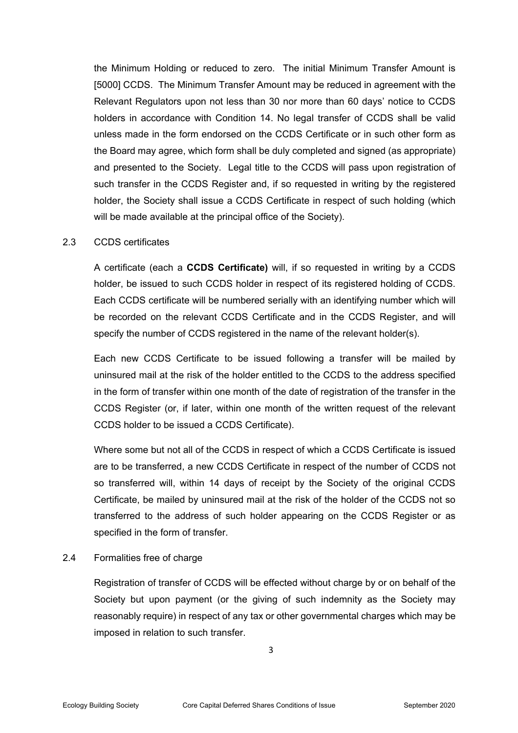the Minimum Holding or reduced to zero. The initial Minimum Transfer Amount is [5000] CCDS. The Minimum Transfer Amount may be reduced in agreement with the Relevant Regulators upon not less than 30 nor more than 60 days' notice to CCDS holders in accordance with Condition 14. No legal transfer of CCDS shall be valid unless made in the form endorsed on the CCDS Certificate or in such other form as the Board may agree, which form shall be duly completed and signed (as appropriate) and presented to the Society. Legal title to the CCDS will pass upon registration of such transfer in the CCDS Register and, if so requested in writing by the registered holder, the Society shall issue a CCDS Certificate in respect of such holding (which will be made available at the principal office of the Society).

2.3 CCDS certificates

A certificate (each a **CCDS Certificate)** will, if so requested in writing by a CCDS holder, be issued to such CCDS holder in respect of its registered holding of CCDS. Each CCDS certificate will be numbered serially with an identifying number which will be recorded on the relevant CCDS Certificate and in the CCDS Register, and will specify the number of CCDS registered in the name of the relevant holder(s).

Each new CCDS Certificate to be issued following a transfer will be mailed by uninsured mail at the risk of the holder entitled to the CCDS to the address specified in the form of transfer within one month of the date of registration of the transfer in the CCDS Register (or, if later, within one month of the written request of the relevant CCDS holder to be issued a CCDS Certificate).

Where some but not all of the CCDS in respect of which a CCDS Certificate is issued are to be transferred, a new CCDS Certificate in respect of the number of CCDS not so transferred will, within 14 days of receipt by the Society of the original CCDS Certificate, be mailed by uninsured mail at the risk of the holder of the CCDS not so transferred to the address of such holder appearing on the CCDS Register or as specified in the form of transfer.

2.4 Formalities free of charge

Registration of transfer of CCDS will be effected without charge by or on behalf of the Society but upon payment (or the giving of such indemnity as the Society may reasonably require) in respect of any tax or other governmental charges which may be imposed in relation to such transfer.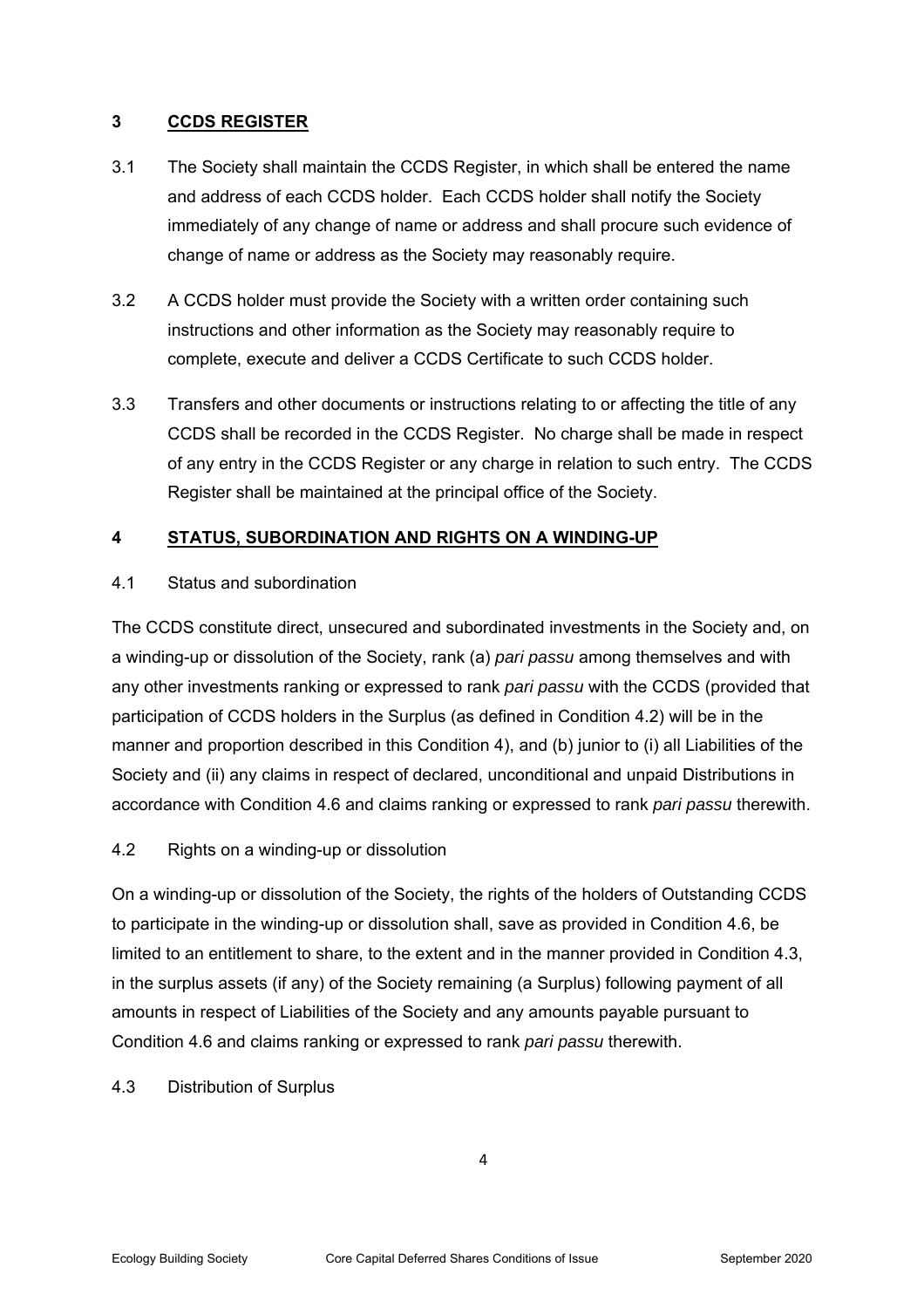## 3 **CCDS REGISTER**

3.1 The Society shall maintain the CCDS Register, in which shall be entered the name and address of each CCDS holder. Each CCDS holder shall notify the Society immediately of any change of name or address and shall procure such evidence of change of name or address as the Society may reasonably require.

3.2 A CCDS holder must provide the Society with a written order containing such instructions and other information as the Society may reasonably require to complete, execute and deliver a CCDS Certificate to such CCDS holder.

3.3 Transfers and other documents or instructions relating to or affecting the title of any CCDS shall be recorded in the CCDS Register. No charge shall be made in respect of any entry in the CCDS Register or any charge in relation to such entry. The CCDS Register shall be maintained at the principal office of the Society.

## 4 **STATUS, SUBORDINATION AND RIGHTS ON A WINDING-UP**

4.1 Status and subordination

The CCDS constitute direct, unsecured and subordinated investments in the Society and, on a winding-up or dissolution of the Society, rank (a) *pari passu* among themselves and with any other investments ranking or expressed to rank *pari passu* with the CCDS (provided that participation of CCDS holders in the Surplus (as defined in Condition 4.2) will be in the manner and proportion described in this Condition 4), and (b) junior to (i) all Liabilities of the Society and (ii) any claims in respect of declared, unconditional and unpaid Distributions in accordance with Condition 4.6 and claims ranking or expressed to rank *pari passu* therewith.

4.2 Rights on a winding-up or dissolution

On a winding-up or dissolution of the Society, the rights of the holders of Outstanding CCDS to participate in the winding-up or dissolution shall, save as provided in Condition 4.6, be limited to an entitlement to share, to the extent and in the manner provided in Condition 4.3, in the surplus assets (if any) of the Society remaining (a Surplus) following payment of all amounts in respect of Liabilities of the Society and any amounts payable pursuant to Condition 4.6 and claims ranking or expressed to rank *pari passu* therewith.

4.3 Distribution of Surplus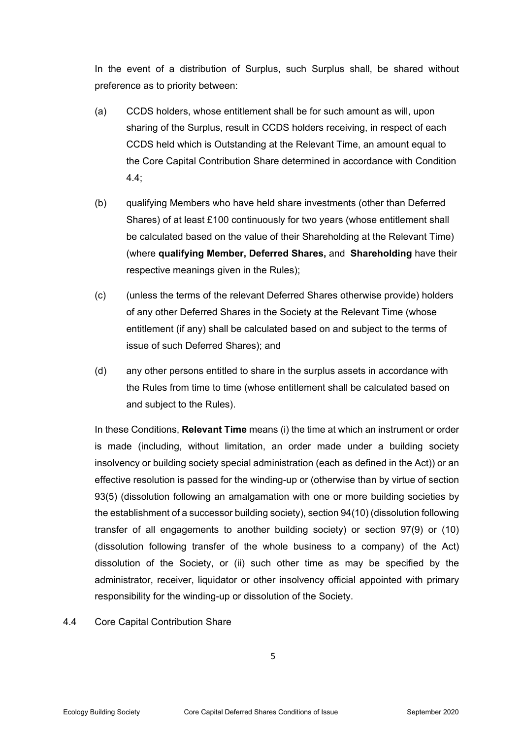In the event of a distribution of Surplus, such Surplus shall, be shared without preference as to priority between:

(a) CCDS holders, whose entitlement shall be for such amount as will, upon sharing of the Surplus, result in CCDS holders receiving, in respect of each CCDS held which is Outstanding at the Relevant Time, an amount equal to the Core Capital Contribution Share determined in accordance with Condition 4.4;

(b) qualifying Members who have held share investments (other than Deferred Shares) of at least £100 continuously for two years (whose entitlement shall be calculated based on the value of their Shareholding at the Relevant Time) (where **qualifying Member, Deferred Shares,** and **Shareholding** have their respective meanings given in the Rules);

(c) (unless the terms of the relevant Deferred Shares otherwise provide) holders of any other Deferred Shares in the Society at the Relevant Time (whose entitlement (if any) shall be calculated based on and subject to the terms of issue of such Deferred Shares); and

(d) any other persons entitled to share in the surplus assets in accordance with the Rules from time to time (whose entitlement shall be calculated based on and subject to the Rules).

In these Conditions, **Relevant Time** means (i) the time at which an instrument or order is made (including, without limitation, an order made under a building society insolvency or building society special administration (each as defined in the Act)) or an effective resolution is passed for the winding-up or (otherwise than by virtue of section 93(5) (dissolution following an amalgamation with one or more building societies by the establishment of a successor building society), section 94(10) (dissolution following transfer of all engagements to another building society) or section 97(9) or (10) (dissolution following transfer of the whole business to a company) of the Act) dissolution of the Society, or (ii) such other time as may be specified by the administrator, receiver, liquidator or other insolvency official appointed with primary responsibility for the winding-up or dissolution of the Society.

4.4 Core Capital Contribution Share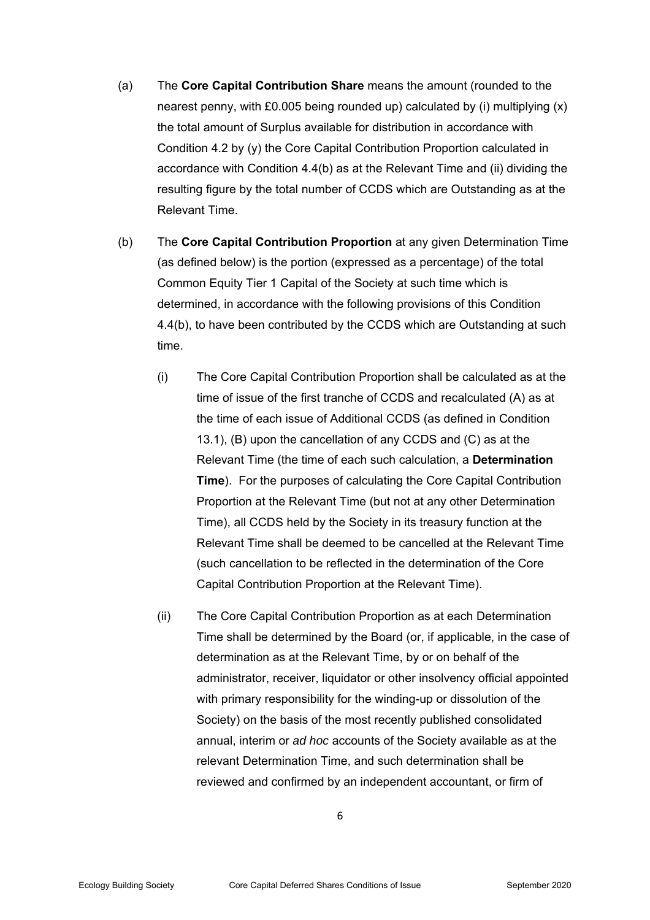(a) The **Core Capital Contribution Share** means the amount (rounded to the nearest penny, with £0.005 being rounded up) calculated by (i) multiplying (x) the total amount of Surplus available for distribution in accordance with Condition 4.2 by (y) the Core Capital Contribution Proportion calculated in accordance with Condition 4.4(b) as at the Relevant Time and (ii) dividing the resulting figure by the total number of CCDS which are Outstanding as at the Relevant Time.

(b) The **Core Capital Contribution Proportion** at any given Determination Time (as defined below) is the portion (expressed as a percentage) of the total Common Equity Tier 1 Capital of the Society at such time which is determined, in accordance with the following provisions of this Condition 4.4(b), to have been contributed by the CCDS which are Outstanding at such time.

(i) The Core Capital Contribution Proportion shall be calculated as at the time of issue of the first tranche of CCDS and recalculated (A) as at the time of each issue of Additional CCDS (as defined in Condition 13.1), (B) upon the cancellation of any CCDS and (C) as at the Relevant Time (the time of each such calculation, a **Determination Time**). For the purposes of calculating the Core Capital Contribution Proportion at the Relevant Time (but not at any other Determination Time), all CCDS held by the Society in its treasury function at the Relevant Time shall be deemed to be cancelled at the Relevant Time (such cancellation to be reflected in the determination of the Core Capital Contribution Proportion at the Relevant Time).

(ii) The Core Capital Contribution Proportion as at each Determination Time shall be determined by the Board (or, if applicable, in the case of determination as at the Relevant Time, by or on behalf of the administrator, receiver, liquidator or other insolvency official appointed with primary responsibility for the winding-up or dissolution of the Society) on the basis of the most recently published consolidated annual, interim or *ad hoc* accounts of the Society available as at the relevant Determination Time, and such determination shall be reviewed and confirmed by an independent accountant, or firm of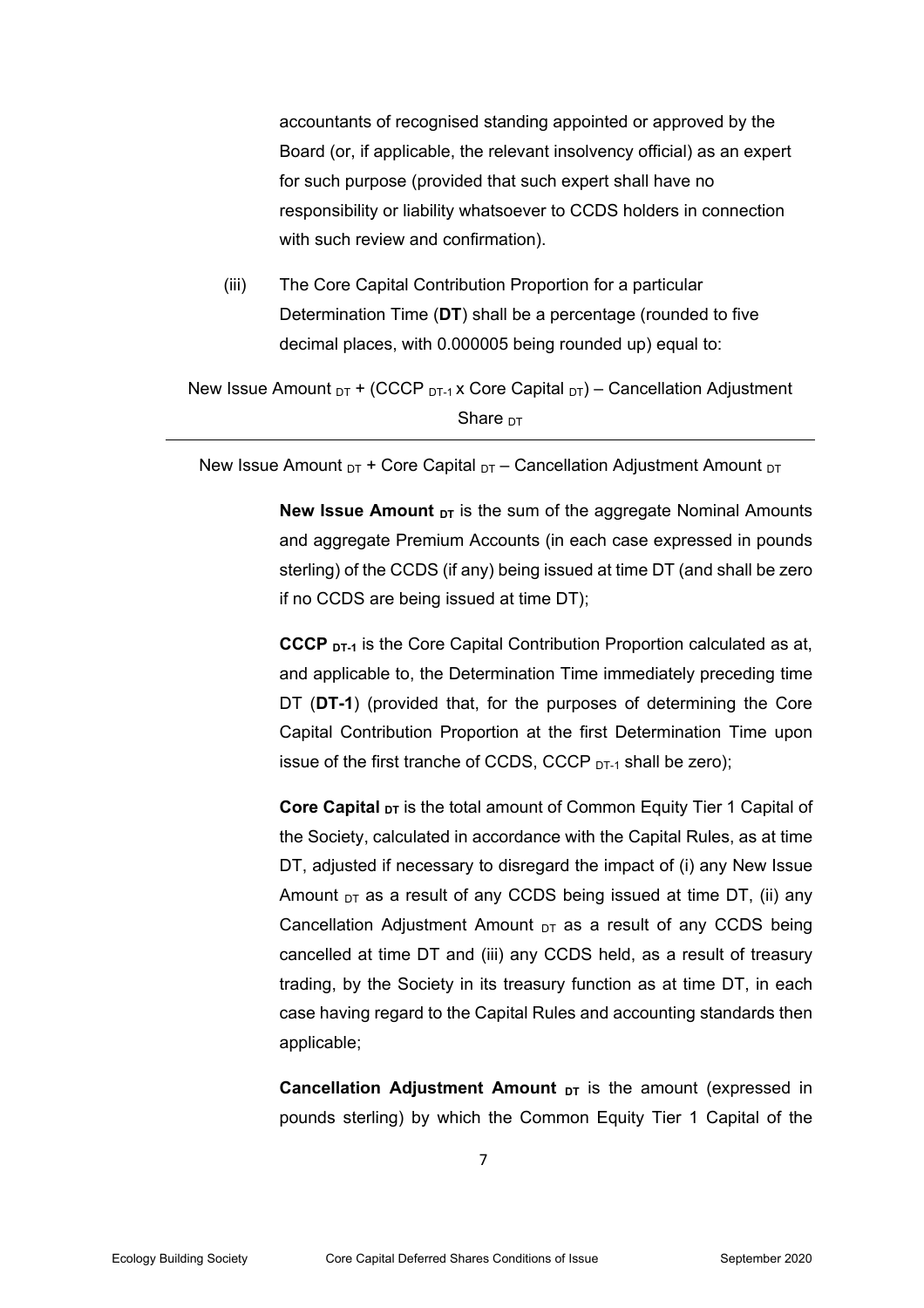accountants of recognised standing appointed or approved by the Board (or, if applicable, the relevant insolvency official) as an expert for such purpose (provided that such expert shall have no responsibility or liability whatsoever to CCDS holders in connection with such review and confirmation).

(iii) The Core Capital Contribution Proportion for a particular Determination Time (**DT**) shall be a percentage (rounded to five decimal places, with 0.000005 being rounded up) equal to:

$$\frac{\text{New Issue Amount}_{DT} + (\text{CCCP}_{DT-1} \times \text{Core Capital}_{DT}) - \text{Cancellation Adjustment Share}_{DT}}{\text{New Issue Amount}_{DT} + \text{Core Capital}_{DT} - \text{Cancellation Adjustment Amount}_{DT}}$$

**New Issue Amount $_{DT}$** is the sum of the aggregate Nominal Amounts and aggregate Premium Accounts (in each case expressed in pounds sterling) of the CCDS (if any) being issued at time DT (and shall be zero if no CCDS are being issued at time DT);

**CCCP $_{DT-1}$** is the Core Capital Contribution Proportion calculated as at, and applicable to, the Determination Time immediately preceding time DT (**DT-1**) (provided that, for the purposes of determining the Core Capital Contribution Proportion at the first Determination Time upon issue of the first tranche of CCDS, CCCP $_{DT-1}$ shall be zero);

**Core Capital $_{DT}$** is the total amount of Common Equity Tier 1 Capital of the Society, calculated in accordance with the Capital Rules, as at time DT, adjusted if necessary to disregard the impact of (i) any New Issue Amount $_{DT}$ as a result of any CCDS being issued at time DT, (ii) any Cancellation Adjustment Amount $_{DT}$ as a result of any CCDS being cancelled at time DT and (iii) any CCDS held, as a result of treasury trading, by the Society in its treasury function as at time DT, in each case having regard to the Capital Rules and accounting standards then applicable;

**Cancellation Adjustment Amount $_{DT}$** is the amount (expressed in pounds sterling) by which the Common Equity Tier 1 Capital of the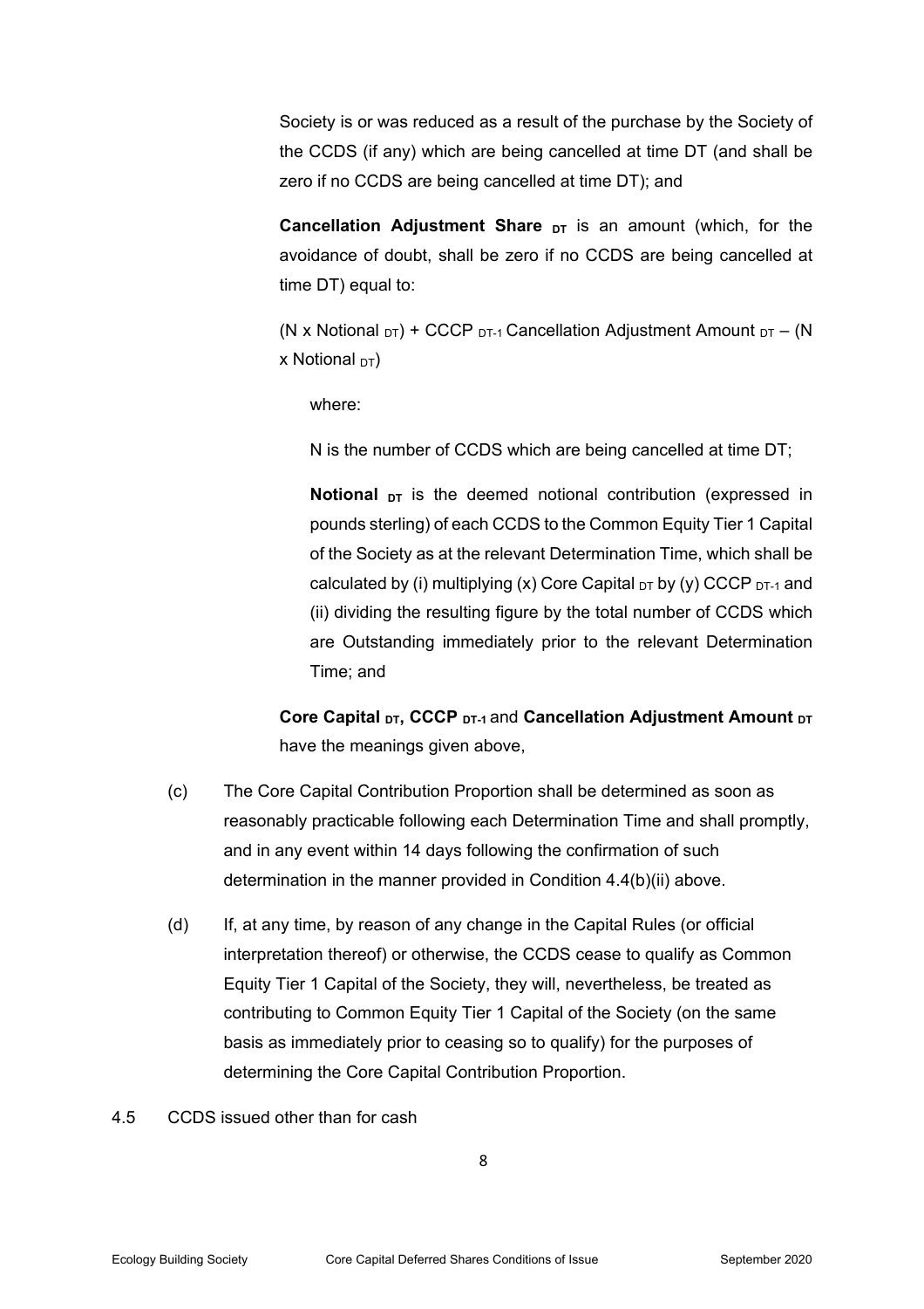Society is or was reduced as a result of the purchase by the Society of the CCDS (if any) which are being cancelled at time DT (and shall be zero if no CCDS are being cancelled at time DT); and

**Cancellation Adjustment Share $_{DT}$** is an amount (which, for the avoidance of doubt, shall be zero if no CCDS are being cancelled at time DT) equal to:

(N x Notional $_{DT}$) + CCCP $_{DT-1}$ Cancellation Adjustment Amount $_{DT}$ – (N x Notional $_{DT}$)

where:

N is the number of CCDS which are being cancelled at time DT;

**Notional $_{DT}$** is the deemed notional contribution (expressed in pounds sterling) of each CCDS to the Common Equity Tier 1 Capital of the Society as at the relevant Determination Time, which shall be calculated by (i) multiplying (x) Core Capital $_{DT}$ by (y) CCCP $_{DT-1}$ and (ii) dividing the resulting figure by the total number of CCDS which are Outstanding immediately prior to the relevant Determination Time; and

**Core Capital $_{DT}$, CCCP $_{DT-1}$** and **Cancellation Adjustment Amount $_{DT}$** have the meanings given above,

(c) The Core Capital Contribution Proportion shall be determined as soon as reasonably practicable following each Determination Time and shall promptly, and in any event within 14 days following the confirmation of such determination in the manner provided in Condition 4.4(b)(ii) above.

(d) If, at any time, by reason of any change in the Capital Rules (or official interpretation thereof) or otherwise, the CCDS cease to qualify as Common Equity Tier 1 Capital of the Society, they will, nevertheless, be treated as contributing to Common Equity Tier 1 Capital of the Society (on the same basis as immediately prior to ceasing so to qualify) for the purposes of determining the Core Capital Contribution Proportion.

4.5 CCDS issued other than for cash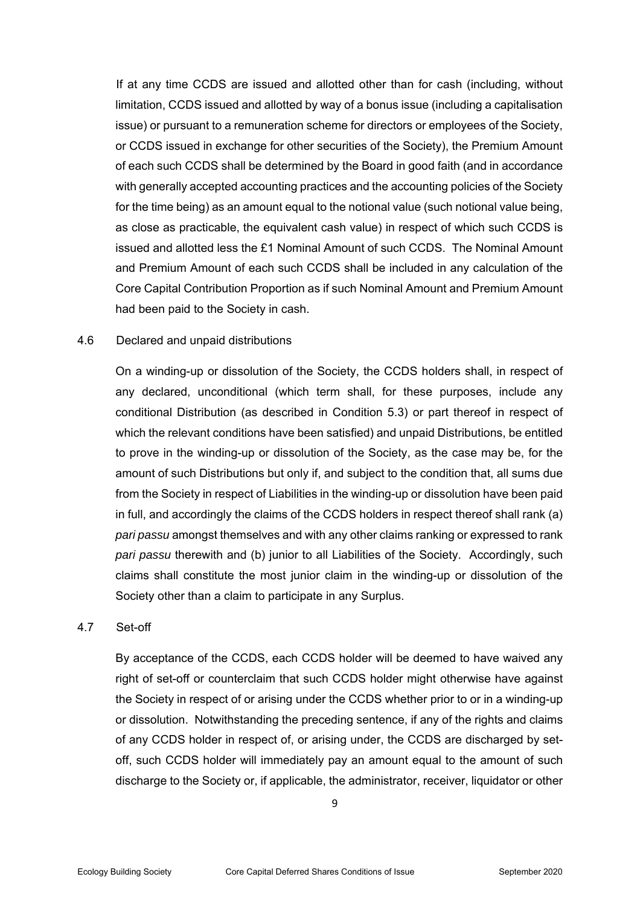If at any time CCDS are issued and allotted other than for cash (including, without limitation, CCDS issued and allotted by way of a bonus issue (including a capitalisation issue) or pursuant to a remuneration scheme for directors or employees of the Society, or CCDS issued in exchange for other securities of the Society), the Premium Amount of each such CCDS shall be determined by the Board in good faith (and in accordance with generally accepted accounting practices and the accounting policies of the Society for the time being) as an amount equal to the notional value (such notional value being, as close as practicable, the equivalent cash value) in respect of which such CCDS is issued and allotted less the £1 Nominal Amount of such CCDS. The Nominal Amount and Premium Amount of each such CCDS shall be included in any calculation of the Core Capital Contribution Proportion as if such Nominal Amount and Premium Amount had been paid to the Society in cash.

4.6 Declared and unpaid distributions

On a winding-up or dissolution of the Society, the CCDS holders shall, in respect of any declared, unconditional (which term shall, for these purposes, include any conditional Distribution (as described in Condition 5.3) or part thereof in respect of which the relevant conditions have been satisfied) and unpaid Distributions, be entitled to prove in the winding-up or dissolution of the Society, as the case may be, for the amount of such Distributions but only if, and subject to the condition that, all sums due from the Society in respect of Liabilities in the winding-up or dissolution have been paid in full, and accordingly the claims of the CCDS holders in respect thereof shall rank (a) *pari passu* amongst themselves and with any other claims ranking or expressed to rank *pari passu* therewith and (b) junior to all Liabilities of the Society. Accordingly, such claims shall constitute the most junior claim in the winding-up or dissolution of the Society other than a claim to participate in any Surplus.

4.7 Set-off

By acceptance of the CCDS, each CCDS holder will be deemed to have waived any right of set-off or counterclaim that such CCDS holder might otherwise have against the Society in respect of or arising under the CCDS whether prior to or in a winding-up or dissolution. Notwithstanding the preceding sentence, if any of the rights and claims of any CCDS holder in respect of, or arising under, the CCDS are discharged by set-off, such CCDS holder will immediately pay an amount equal to the amount of such discharge to the Society or, if applicable, the administrator, receiver, liquidator or other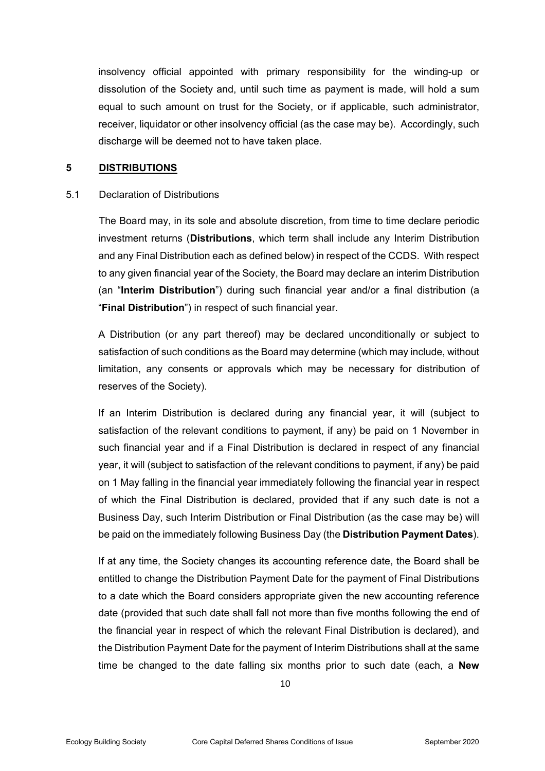insolvency official appointed with primary responsibility for the winding-up or dissolution of the Society and, until such time as payment is made, will hold a sum equal to such amount on trust for the Society, or if applicable, such administrator, receiver, liquidator or other insolvency official (as the case may be). Accordingly, such discharge will be deemed not to have taken place.

## 5 DISTRIBUTIONS

### 5.1 Declaration of Distributions

The Board may, in its sole and absolute discretion, from time to time declare periodic investment returns (**Distributions**, which term shall include any Interim Distribution and any Final Distribution each as defined below) in respect of the CCDS. With respect to any given financial year of the Society, the Board may declare an interim Distribution (an "**Interim Distribution**") during such financial year and/or a final distribution (a "**Final Distribution**") in respect of such financial year.

A Distribution (or any part thereof) may be declared unconditionally or subject to satisfaction of such conditions as the Board may determine (which may include, without limitation, any consents or approvals which may be necessary for distribution of reserves of the Society).

If an Interim Distribution is declared during any financial year, it will (subject to satisfaction of the relevant conditions to payment, if any) be paid on 1 November in such financial year and if a Final Distribution is declared in respect of any financial year, it will (subject to satisfaction of the relevant conditions to payment, if any) be paid on 1 May falling in the financial year immediately following the financial year in respect of which the Final Distribution is declared, provided that if any such date is not a Business Day, such Interim Distribution or Final Distribution (as the case may be) will be paid on the immediately following Business Day (the **Distribution Payment Dates**).

If at any time, the Society changes its accounting reference date, the Board shall be entitled to change the Distribution Payment Date for the payment of Final Distributions to a date which the Board considers appropriate given the new accounting reference date (provided that such date shall fall not more than five months following the end of the financial year in respect of which the relevant Final Distribution is declared), and the Distribution Payment Date for the payment of Interim Distributions shall at the same time be changed to the date falling six months prior to such date (each, a **New**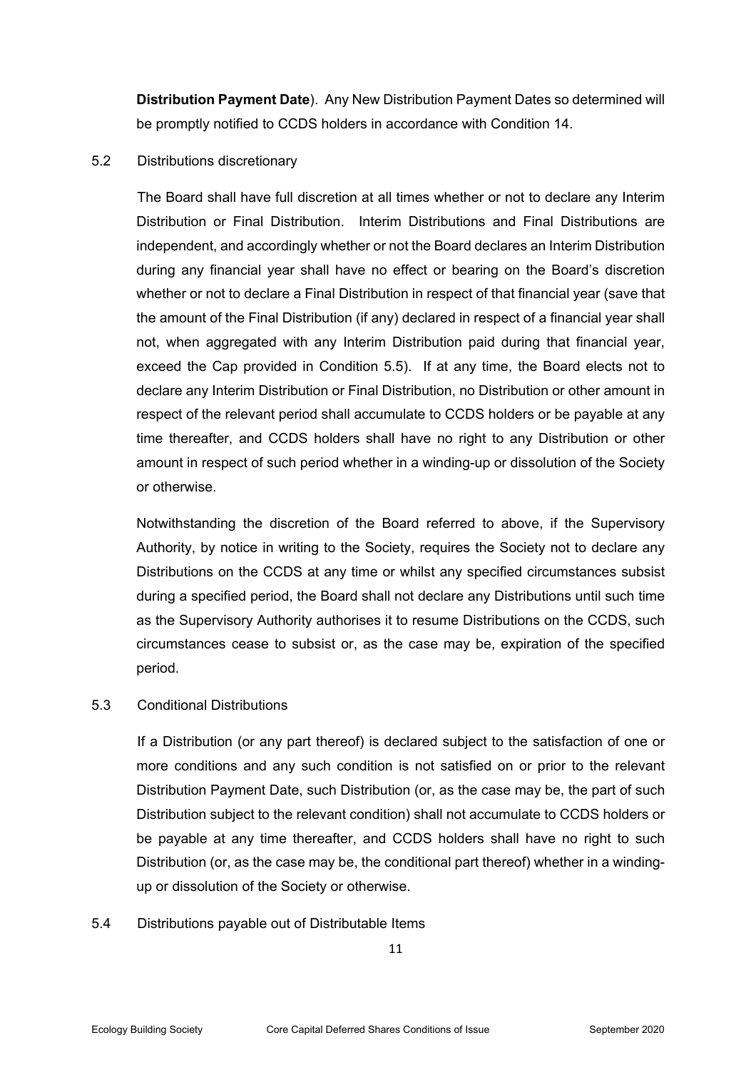**Distribution Payment Date**). Any New Distribution Payment Dates so determined will be promptly notified to CCDS holders in accordance with Condition 14.

5.2 Distributions discretionary

The Board shall have full discretion at all times whether or not to declare any Interim Distribution or Final Distribution. Interim Distributions and Final Distributions are independent, and accordingly whether or not the Board declares an Interim Distribution during any financial year shall have no effect or bearing on the Board's discretion whether or not to declare a Final Distribution in respect of that financial year (save that the amount of the Final Distribution (if any) declared in respect of a financial year shall not, when aggregated with any Interim Distribution paid during that financial year, exceed the Cap provided in Condition 5.5). If at any time, the Board elects not to declare any Interim Distribution or Final Distribution, no Distribution or other amount in respect of the relevant period shall accumulate to CCDS holders or be payable at any time thereafter, and CCDS holders shall have no right to any Distribution or other amount in respect of such period whether in a winding-up or dissolution of the Society or otherwise.

Notwithstanding the discretion of the Board referred to above, if the Supervisory Authority, by notice in writing to the Society, requires the Society not to declare any Distributions on the CCDS at any time or whilst any specified circumstances subsist during a specified period, the Board shall not declare any Distributions until such time as the Supervisory Authority authorises it to resume Distributions on the CCDS, such circumstances cease to subsist or, as the case may be, expiration of the specified period.

5.3 Conditional Distributions

If a Distribution (or any part thereof) is declared subject to the satisfaction of one or more conditions and any such condition is not satisfied on or prior to the relevant Distribution Payment Date, such Distribution (or, as the case may be, the part of such Distribution subject to the relevant condition) shall not accumulate to CCDS holders or be payable at any time thereafter, and CCDS holders shall have no right to such Distribution (or, as the case may be, the conditional part thereof) whether in a winding-up or dissolution of the Society or otherwise.

5.4 Distributions payable out of Distributable Items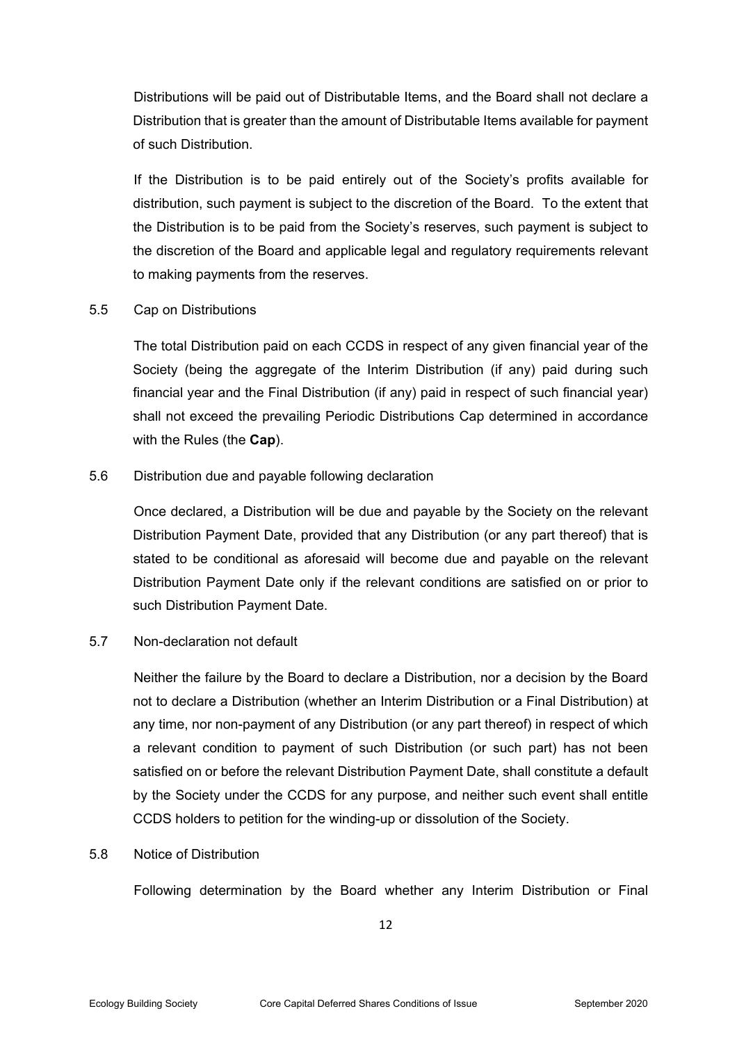Distributions will be paid out of Distributable Items, and the Board shall not declare a Distribution that is greater than the amount of Distributable Items available for payment of such Distribution.

If the Distribution is to be paid entirely out of the Society's profits available for distribution, such payment is subject to the discretion of the Board. To the extent that the Distribution is to be paid from the Society's reserves, such payment is subject to the discretion of the Board and applicable legal and regulatory requirements relevant to making payments from the reserves.

5.5 Cap on Distributions

The total Distribution paid on each CCDS in respect of any given financial year of the Society (being the aggregate of the Interim Distribution (if any) paid during such financial year and the Final Distribution (if any) paid in respect of such financial year) shall not exceed the prevailing Periodic Distributions Cap determined in accordance with the Rules (the **Cap**).

5.6 Distribution due and payable following declaration

Once declared, a Distribution will be due and payable by the Society on the relevant Distribution Payment Date, provided that any Distribution (or any part thereof) that is stated to be conditional as aforesaid will become due and payable on the relevant Distribution Payment Date only if the relevant conditions are satisfied on or prior to such Distribution Payment Date.

5.7 Non-declaration not default

Neither the failure by the Board to declare a Distribution, nor a decision by the Board not to declare a Distribution (whether an Interim Distribution or a Final Distribution) at any time, nor non-payment of any Distribution (or any part thereof) in respect of which a relevant condition to payment of such Distribution (or such part) has not been satisfied on or before the relevant Distribution Payment Date, shall constitute a default by the Society under the CCDS for any purpose, and neither such event shall entitle CCDS holders to petition for the winding-up or dissolution of the Society.

5.8 Notice of Distribution

Following determination by the Board whether any Interim Distribution or Final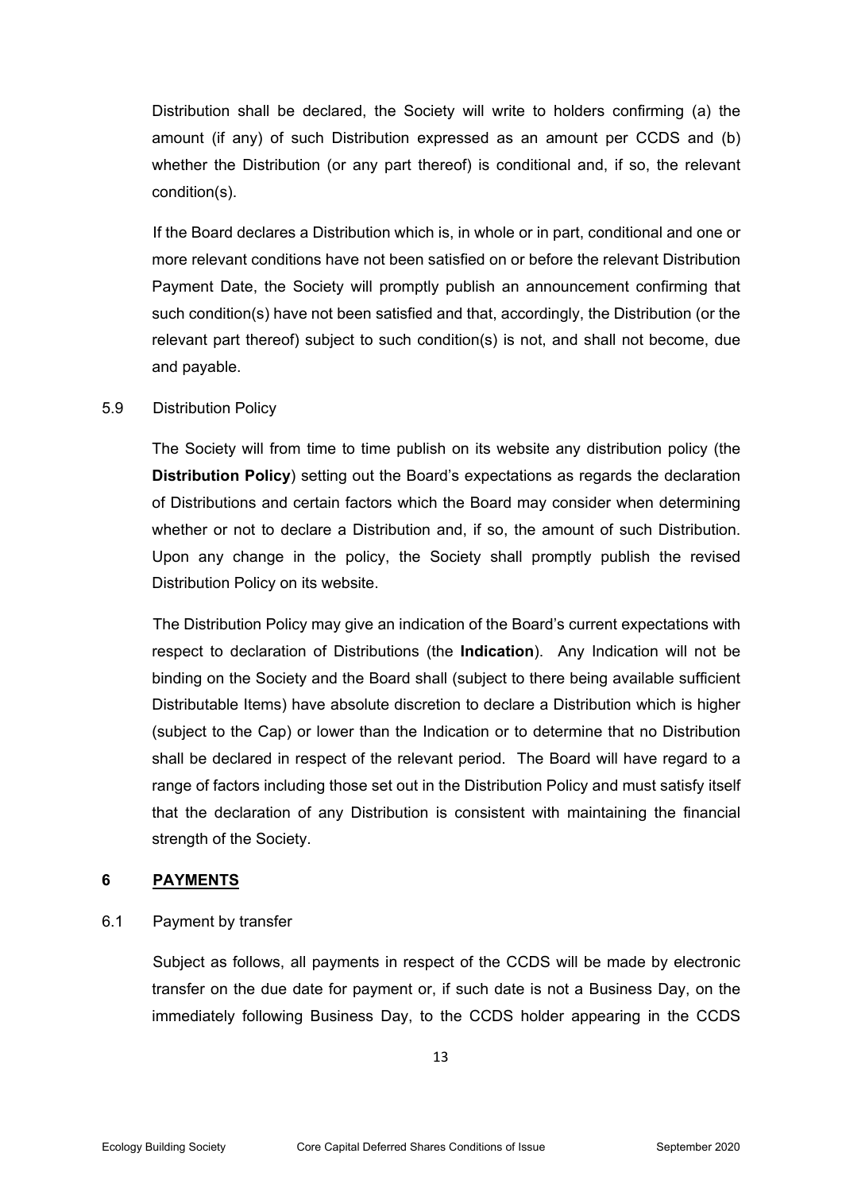Distribution shall be declared, the Society will write to holders confirming (a) the amount (if any) of such Distribution expressed as an amount per CCDS and (b) whether the Distribution (or any part thereof) is conditional and, if so, the relevant condition(s).

If the Board declares a Distribution which is, in whole or in part, conditional and one or more relevant conditions have not been satisfied on or before the relevant Distribution Payment Date, the Society will promptly publish an announcement confirming that such condition(s) have not been satisfied and that, accordingly, the Distribution (or the relevant part thereof) subject to such condition(s) is not, and shall not become, due and payable.

5.9 Distribution Policy

The Society will from time to time publish on its website any distribution policy (the **Distribution Policy**) setting out the Board's expectations as regards the declaration of Distributions and certain factors which the Board may consider when determining whether or not to declare a Distribution and, if so, the amount of such Distribution. Upon any change in the policy, the Society shall promptly publish the revised Distribution Policy on its website.

The Distribution Policy may give an indication of the Board's current expectations with respect to declaration of Distributions (the **Indication**). Any Indication will not be binding on the Society and the Board shall (subject to there being available sufficient Distributable Items) have absolute discretion to declare a Distribution which is higher (subject to the Cap) or lower than the Indication or to determine that no Distribution shall be declared in respect of the relevant period. The Board will have regard to a range of factors including those set out in the Distribution Policy and must satisfy itself that the declaration of any Distribution is consistent with maintaining the financial strength of the Society.

## 6 PAYMENTS

6.1 Payment by transfer

Subject as follows, all payments in respect of the CCDS will be made by electronic transfer on the due date for payment or, if such date is not a Business Day, on the immediately following Business Day, to the CCDS holder appearing in the CCDS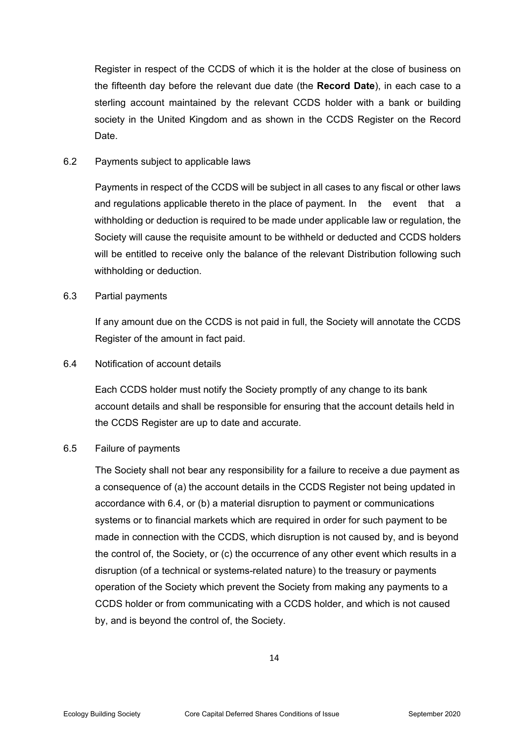Register in respect of the CCDS of which it is the holder at the close of business on the fifteenth day before the relevant due date (the **Record Date**), in each case to a sterling account maintained by the relevant CCDS holder with a bank or building society in the United Kingdom and as shown in the CCDS Register on the Record Date.

6.2 Payments subject to applicable laws

Payments in respect of the CCDS will be subject in all cases to any fiscal or other laws and regulations applicable thereto in the place of payment. In the event that a withholding or deduction is required to be made under applicable law or regulation, the Society will cause the requisite amount to be withheld or deducted and CCDS holders will be entitled to receive only the balance of the relevant Distribution following such withholding or deduction.

6.3 Partial payments

If any amount due on the CCDS is not paid in full, the Society will annotate the CCDS Register of the amount in fact paid.

6.4 Notification of account details

Each CCDS holder must notify the Society promptly of any change to its bank account details and shall be responsible for ensuring that the account details held in the CCDS Register are up to date and accurate.

6.5 Failure of payments

The Society shall not bear any responsibility for a failure to receive a due payment as a consequence of (a) the account details in the CCDS Register not being updated in accordance with 6.4, or (b) a material disruption to payment or communications systems or to financial markets which are required in order for such payment to be made in connection with the CCDS, which disruption is not caused by, and is beyond the control of, the Society, or (c) the occurrence of any other event which results in a disruption (of a technical or systems-related nature) to the treasury or payments operation of the Society which prevent the Society from making any payments to a CCDS holder or from communicating with a CCDS holder, and which is not caused by, and is beyond the control of, the Society.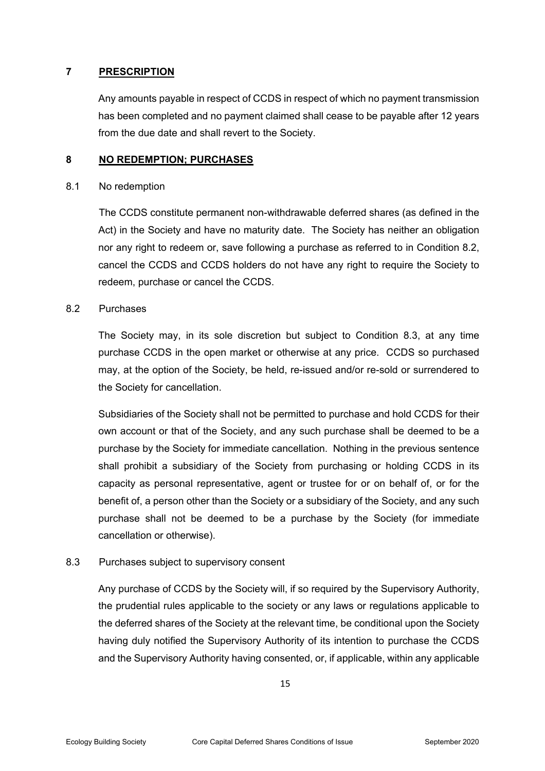## 7 PRESCRIPTION

Any amounts payable in respect of CCDS in respect of which no payment transmission has been completed and no payment claimed shall cease to be payable after 12 years from the due date and shall revert to the Society.

## 8 NO REDEMPTION; PURCHASES

### 8.1 No redemption

The CCDS constitute permanent non-withdrawable deferred shares (as defined in the Act) in the Society and have no maturity date. The Society has neither an obligation nor any right to redeem or, save following a purchase as referred to in Condition 8.2, cancel the CCDS and CCDS holders do not have any right to require the Society to redeem, purchase or cancel the CCDS.

### 8.2 Purchases

The Society may, in its sole discretion but subject to Condition 8.3, at any time purchase CCDS in the open market or otherwise at any price. CCDS so purchased may, at the option of the Society, be held, re-issued and/or re-sold or surrendered to the Society for cancellation.

Subsidiaries of the Society shall not be permitted to purchase and hold CCDS for their own account or that of the Society, and any such purchase shall be deemed to be a purchase by the Society for immediate cancellation. Nothing in the previous sentence shall prohibit a subsidiary of the Society from purchasing or holding CCDS in its capacity as personal representative, agent or trustee for or on behalf of, or for the benefit of, a person other than the Society or a subsidiary of the Society, and any such purchase shall not be deemed to be a purchase by the Society (for immediate cancellation or otherwise).

### 8.3 Purchases subject to supervisory consent

Any purchase of CCDS by the Society will, if so required by the Supervisory Authority, the prudential rules applicable to the society or any laws or regulations applicable to the deferred shares of the Society at the relevant time, be conditional upon the Society having duly notified the Supervisory Authority of its intention to purchase the CCDS and the Supervisory Authority having consented, or, if applicable, within any applicable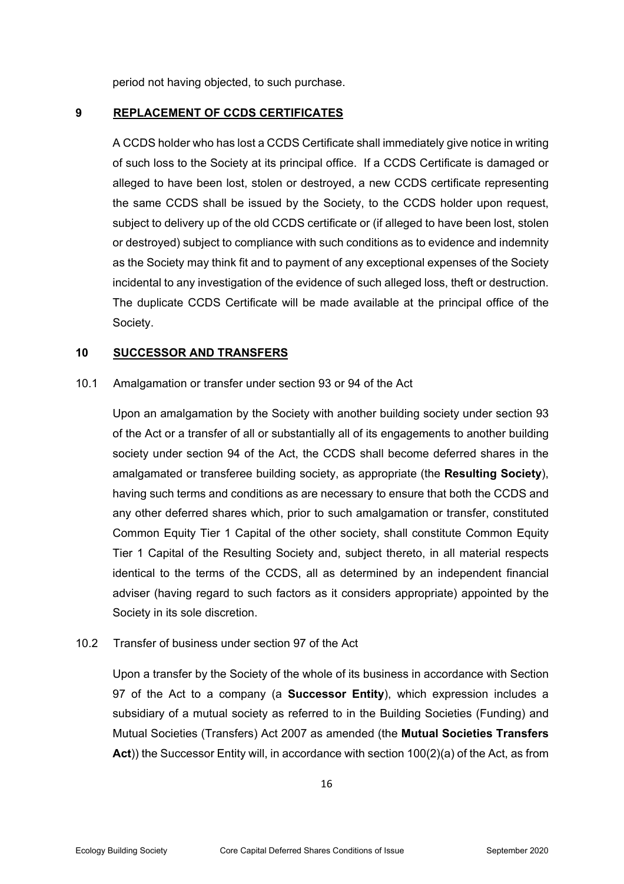period not having objected, to such purchase.

## 9 REPLACEMENT OF CCDS CERTIFICATES

A CCDS holder who has lost a CCDS Certificate shall immediately give notice in writing of such loss to the Society at its principal office. If a CCDS Certificate is damaged or alleged to have been lost, stolen or destroyed, a new CCDS certificate representing the same CCDS shall be issued by the Society, to the CCDS holder upon request, subject to delivery up of the old CCDS certificate or (if alleged to have been lost, stolen or destroyed) subject to compliance with such conditions as to evidence and indemnity as the Society may think fit and to payment of any exceptional expenses of the Society incidental to any investigation of the evidence of such alleged loss, theft or destruction. The duplicate CCDS Certificate will be made available at the principal office of the Society.

## 10 SUCCESSOR AND TRANSFERS

10.1 Amalgamation or transfer under section 93 or 94 of the Act

Upon an amalgamation by the Society with another building society under section 93 of the Act or a transfer of all or substantially all of its engagements to another building society under section 94 of the Act, the CCDS shall become deferred shares in the amalgamated or transferee building society, as appropriate (the **Resulting Society**), having such terms and conditions as are necessary to ensure that both the CCDS and any other deferred shares which, prior to such amalgamation or transfer, constituted Common Equity Tier 1 Capital of the other society, shall constitute Common Equity Tier 1 Capital of the Resulting Society and, subject thereto, in all material respects identical to the terms of the CCDS, all as determined by an independent financial adviser (having regard to such factors as it considers appropriate) appointed by the Society in its sole discretion.

10.2 Transfer of business under section 97 of the Act

Upon a transfer by the Society of the whole of its business in accordance with Section 97 of the Act to a company (a **Successor Entity**), which expression includes a subsidiary of a mutual society as referred to in the Building Societies (Funding) and Mutual Societies (Transfers) Act 2007 as amended (the **Mutual Societies Transfers Act**)) the Successor Entity will, in accordance with section 100(2)(a) of the Act, as from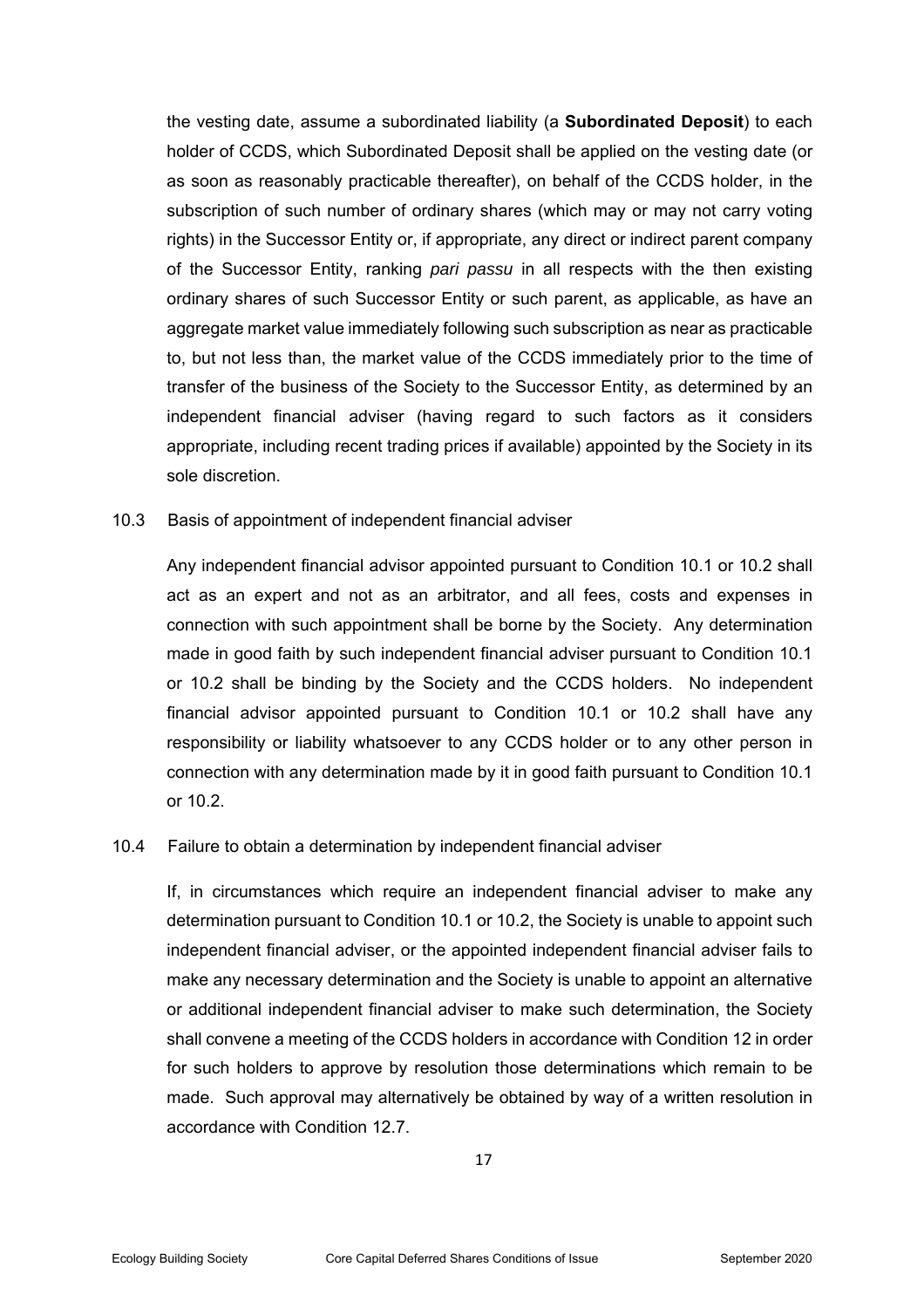the vesting date, assume a subordinated liability (a **Subordinated Deposit**) to each holder of CCDS, which Subordinated Deposit shall be applied on the vesting date (or as soon as reasonably practicable thereafter), on behalf of the CCDS holder, in the subscription of such number of ordinary shares (which may or may not carry voting rights) in the Successor Entity or, if appropriate, any direct or indirect parent company of the Successor Entity, ranking *pari passu* in all respects with the then existing ordinary shares of such Successor Entity or such parent, as applicable, as have an aggregate market value immediately following such subscription as near as practicable to, but not less than, the market value of the CCDS immediately prior to the time of transfer of the business of the Society to the Successor Entity, as determined by an independent financial adviser (having regard to such factors as it considers appropriate, including recent trading prices if available) appointed by the Society in its sole discretion.

10.3 Basis of appointment of independent financial adviser

Any independent financial advisor appointed pursuant to Condition 10.1 or 10.2 shall act as an expert and not as an arbitrator, and all fees, costs and expenses in connection with such appointment shall be borne by the Society. Any determination made in good faith by such independent financial adviser pursuant to Condition 10.1 or 10.2 shall be binding by the Society and the CCDS holders. No independent financial advisor appointed pursuant to Condition 10.1 or 10.2 shall have any responsibility or liability whatsoever to any CCDS holder or to any other person in connection with any determination made by it in good faith pursuant to Condition 10.1 or 10.2.

10.4 Failure to obtain a determination by independent financial adviser

If, in circumstances which require an independent financial adviser to make any determination pursuant to Condition 10.1 or 10.2, the Society is unable to appoint such independent financial adviser, or the appointed independent financial adviser fails to make any necessary determination and the Society is unable to appoint an alternative or additional independent financial adviser to make such determination, the Society shall convene a meeting of the CCDS holders in accordance with Condition 12 in order for such holders to approve by resolution those determinations which remain to be made. Such approval may alternatively be obtained by way of a written resolution in accordance with Condition 12.7.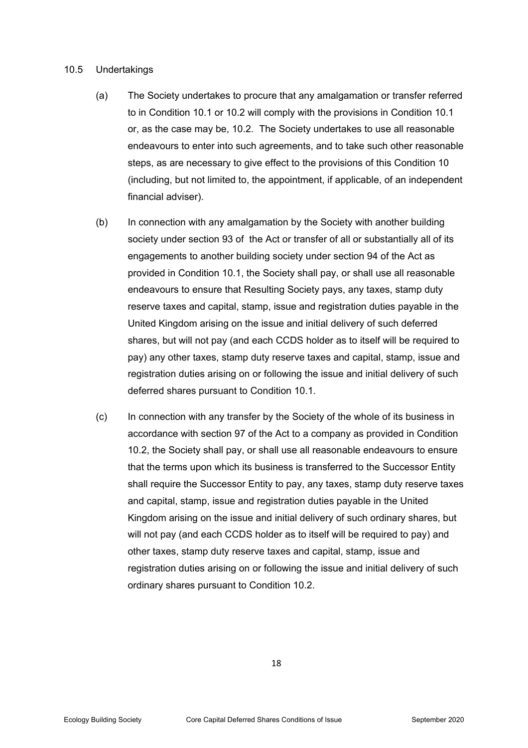10.5 Undertakings

(a) The Society undertakes to procure that any amalgamation or transfer referred to in Condition 10.1 or 10.2 will comply with the provisions in Condition 10.1 or, as the case may be, 10.2. The Society undertakes to use all reasonable endeavours to enter into such agreements, and to take such other reasonable steps, as are necessary to give effect to the provisions of this Condition 10 (including, but not limited to, the appointment, if applicable, of an independent financial adviser).

(b) In connection with any amalgamation by the Society with another building society under section 93 of the Act or transfer of all or substantially all of its engagements to another building society under section 94 of the Act as provided in Condition 10.1, the Society shall pay, or shall use all reasonable endeavours to ensure that Resulting Society pays, any taxes, stamp duty reserve taxes and capital, stamp, issue and registration duties payable in the United Kingdom arising on the issue and initial delivery of such deferred shares, but will not pay (and each CCDS holder as to itself will be required to pay) any other taxes, stamp duty reserve taxes and capital, stamp, issue and registration duties arising on or following the issue and initial delivery of such deferred shares pursuant to Condition 10.1.

(c) In connection with any transfer by the Society of the whole of its business in accordance with section 97 of the Act to a company as provided in Condition 10.2, the Society shall pay, or shall use all reasonable endeavours to ensure that the terms upon which its business is transferred to the Successor Entity shall require the Successor Entity to pay, any taxes, stamp duty reserve taxes and capital, stamp, issue and registration duties payable in the United Kingdom arising on the issue and initial delivery of such ordinary shares, but will not pay (and each CCDS holder as to itself will be required to pay) and other taxes, stamp duty reserve taxes and capital, stamp, issue and registration duties arising on or following the issue and initial delivery of such ordinary shares pursuant to Condition 10.2.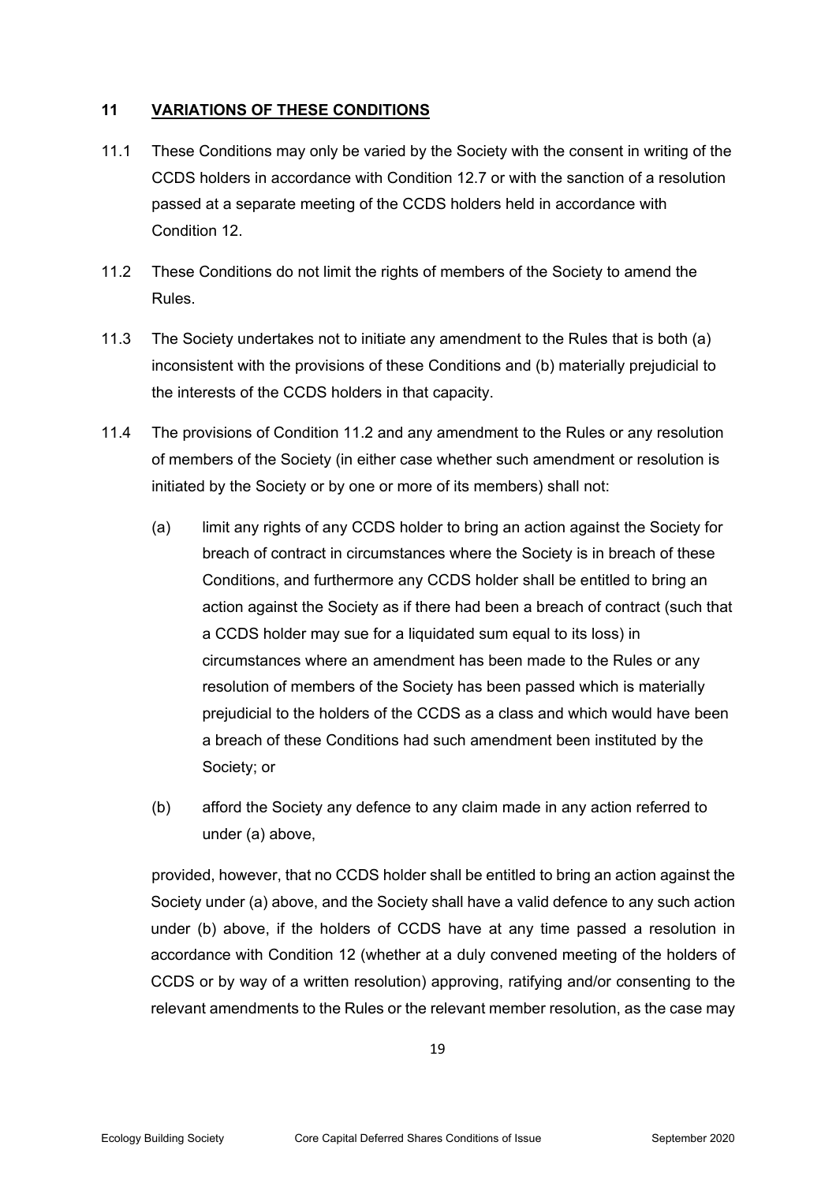## 11 VARIATIONS OF THESE CONDITIONS

11.1 These Conditions may only be varied by the Society with the consent in writing of the CCDS holders in accordance with Condition 12.7 or with the sanction of a resolution passed at a separate meeting of the CCDS holders held in accordance with Condition 12.

11.2 These Conditions do not limit the rights of members of the Society to amend the Rules.

11.3 The Society undertakes not to initiate any amendment to the Rules that is both (a) inconsistent with the provisions of these Conditions and (b) materially prejudicial to the interests of the CCDS holders in that capacity.

11.4 The provisions of Condition 11.2 and any amendment to the Rules or any resolution of members of the Society (in either case whether such amendment or resolution is initiated by the Society or by one or more of its members) shall not:

(a) limit any rights of any CCDS holder to bring an action against the Society for breach of contract in circumstances where the Society is in breach of these Conditions, and furthermore any CCDS holder shall be entitled to bring an action against the Society as if there had been a breach of contract (such that a CCDS holder may sue for a liquidated sum equal to its loss) in circumstances where an amendment has been made to the Rules or any resolution of members of the Society has been passed which is materially prejudicial to the holders of the CCDS as a class and which would have been a breach of these Conditions had such amendment been instituted by the Society; or

(b) afford the Society any defence to any claim made in any action referred to under (a) above,

provided, however, that no CCDS holder shall be entitled to bring an action against the Society under (a) above, and the Society shall have a valid defence to any such action under (b) above, if the holders of CCDS have at any time passed a resolution in accordance with Condition 12 (whether at a duly convened meeting of the holders of CCDS or by way of a written resolution) approving, ratifying and/or consenting to the relevant amendments to the Rules or the relevant member resolution, as the case may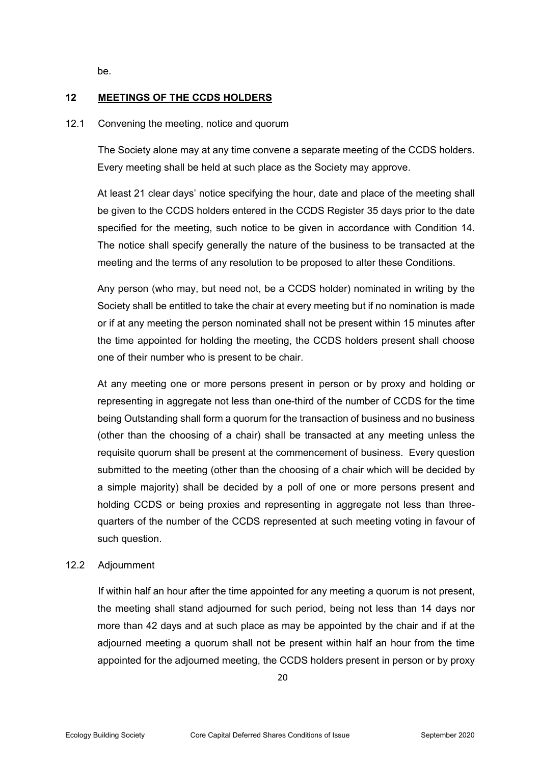be.

## 12 MEETINGS OF THE CCDS HOLDERS

12.1 Convening the meeting, notice and quorum

The Society alone may at any time convene a separate meeting of the CCDS holders. Every meeting shall be held at such place as the Society may approve.

At least 21 clear days' notice specifying the hour, date and place of the meeting shall be given to the CCDS holders entered in the CCDS Register 35 days prior to the date specified for the meeting, such notice to be given in accordance with Condition 14. The notice shall specify generally the nature of the business to be transacted at the meeting and the terms of any resolution to be proposed to alter these Conditions.

Any person (who may, but need not, be a CCDS holder) nominated in writing by the Society shall be entitled to take the chair at every meeting but if no nomination is made or if at any meeting the person nominated shall not be present within 15 minutes after the time appointed for holding the meeting, the CCDS holders present shall choose one of their number who is present to be chair.

At any meeting one or more persons present in person or by proxy and holding or representing in aggregate not less than one-third of the number of CCDS for the time being Outstanding shall form a quorum for the transaction of business and no business (other than the choosing of a chair) shall be transacted at any meeting unless the requisite quorum shall be present at the commencement of business. Every question submitted to the meeting (other than the choosing of a chair which will be decided by a simple majority) shall be decided by a poll of one or more persons present and holding CCDS or being proxies and representing in aggregate not less than three-quarters of the number of the CCDS represented at such meeting voting in favour of such question.

12.2 Adjournment

If within half an hour after the time appointed for any meeting a quorum is not present, the meeting shall stand adjourned for such period, being not less than 14 days nor more than 42 days and at such place as may be appointed by the chair and if at the adjourned meeting a quorum shall not be present within half an hour from the time appointed for the adjourned meeting, the CCDS holders present in person or by proxy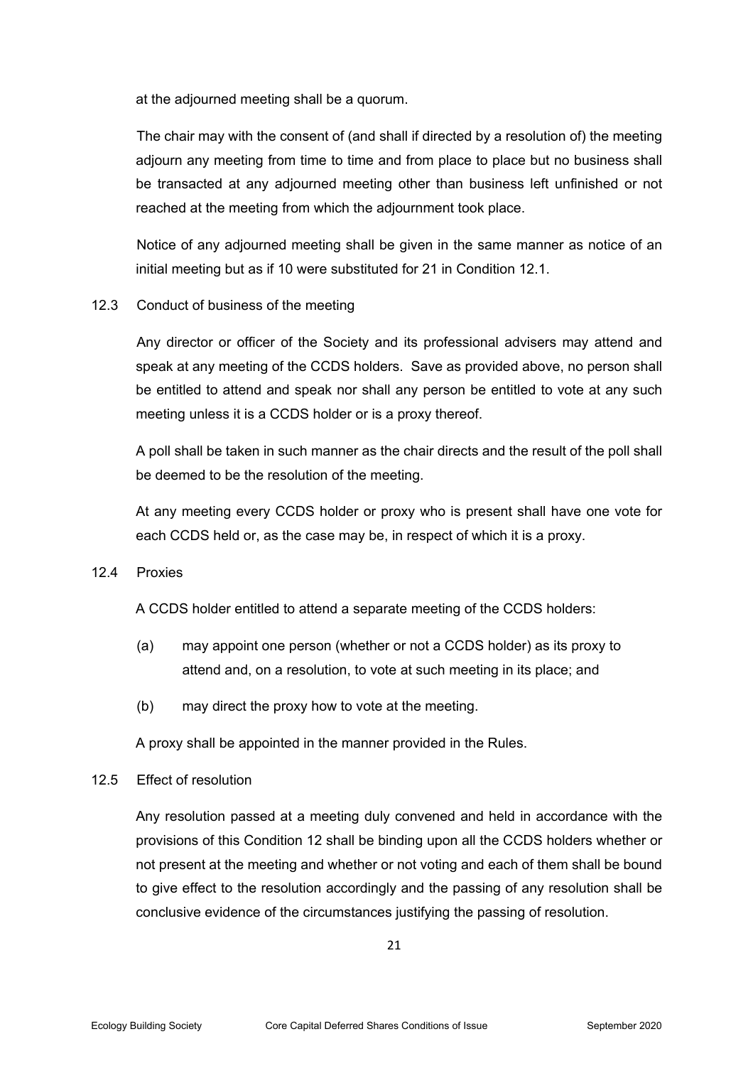at the adjourned meeting shall be a quorum.

The chair may with the consent of (and shall if directed by a resolution of) the meeting adjourn any meeting from time to time and from place to place but no business shall be transacted at any adjourned meeting other than business left unfinished or not reached at the meeting from which the adjournment took place.

Notice of any adjourned meeting shall be given in the same manner as notice of an initial meeting but as if 10 were substituted for 21 in Condition 12.1.

12.3 Conduct of business of the meeting

Any director or officer of the Society and its professional advisers may attend and speak at any meeting of the CCDS holders. Save as provided above, no person shall be entitled to attend and speak nor shall any person be entitled to vote at any such meeting unless it is a CCDS holder or is a proxy thereof.

A poll shall be taken in such manner as the chair directs and the result of the poll shall be deemed to be the resolution of the meeting.

At any meeting every CCDS holder or proxy who is present shall have one vote for each CCDS held or, as the case may be, in respect of which it is a proxy.

12.4 Proxies

A CCDS holder entitled to attend a separate meeting of the CCDS holders:

(a) may appoint one person (whether or not a CCDS holder) as its proxy to attend and, on a resolution, to vote at such meeting in its place; and

(b) may direct the proxy how to vote at the meeting.

A proxy shall be appointed in the manner provided in the Rules.

12.5 Effect of resolution

Any resolution passed at a meeting duly convened and held in accordance with the provisions of this Condition 12 shall be binding upon all the CCDS holders whether or not present at the meeting and whether or not voting and each of them shall be bound to give effect to the resolution accordingly and the passing of any resolution shall be conclusive evidence of the circumstances justifying the passing of resolution.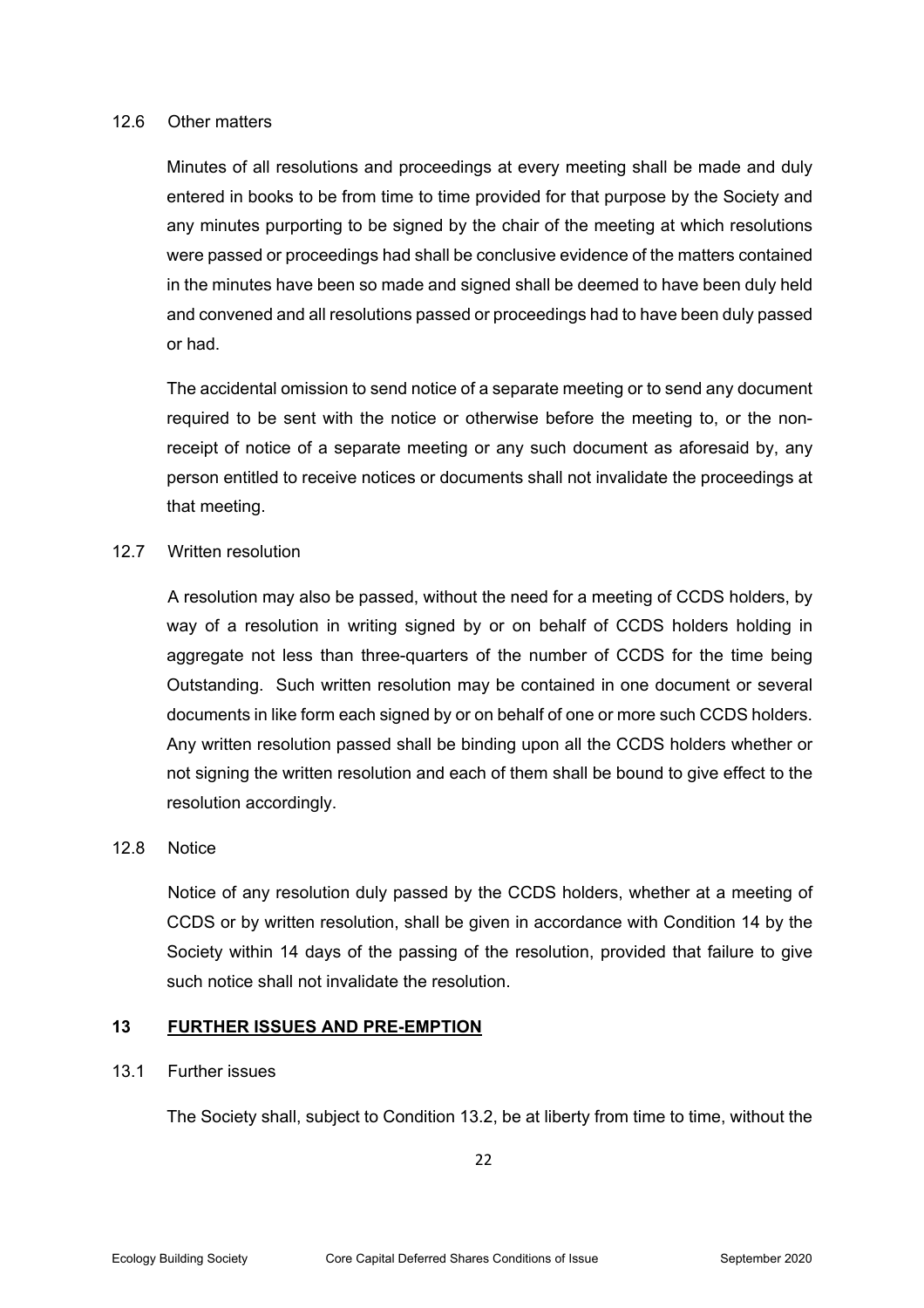12.6 Other matters

Minutes of all resolutions and proceedings at every meeting shall be made and duly entered in books to be from time to time provided for that purpose by the Society and any minutes purporting to be signed by the chair of the meeting at which resolutions were passed or proceedings had shall be conclusive evidence of the matters contained in the minutes have been so made and signed shall be deemed to have been duly held and convened and all resolutions passed or proceedings had to have been duly passed or had.

The accidental omission to send notice of a separate meeting or to send any document required to be sent with the notice or otherwise before the meeting to, or the non-receipt of notice of a separate meeting or any such document as aforesaid by, any person entitled to receive notices or documents shall not invalidate the proceedings at that meeting.

12.7 Written resolution

A resolution may also be passed, without the need for a meeting of CCDS holders, by way of a resolution in writing signed by or on behalf of CCDS holders holding in aggregate not less than three-quarters of the number of CCDS for the time being Outstanding. Such written resolution may be contained in one document or several documents in like form each signed by or on behalf of one or more such CCDS holders. Any written resolution passed shall be binding upon all the CCDS holders whether or not signing the written resolution and each of them shall be bound to give effect to the resolution accordingly.

12.8 Notice

Notice of any resolution duly passed by the CCDS holders, whether at a meeting of CCDS or by written resolution, shall be given in accordance with Condition 14 by the Society within 14 days of the passing of the resolution, provided that failure to give such notice shall not invalidate the resolution.

## 13 FURTHER ISSUES AND PRE-EMPTION

13.1 Further issues

The Society shall, subject to Condition 13.2, be at liberty from time to time, without the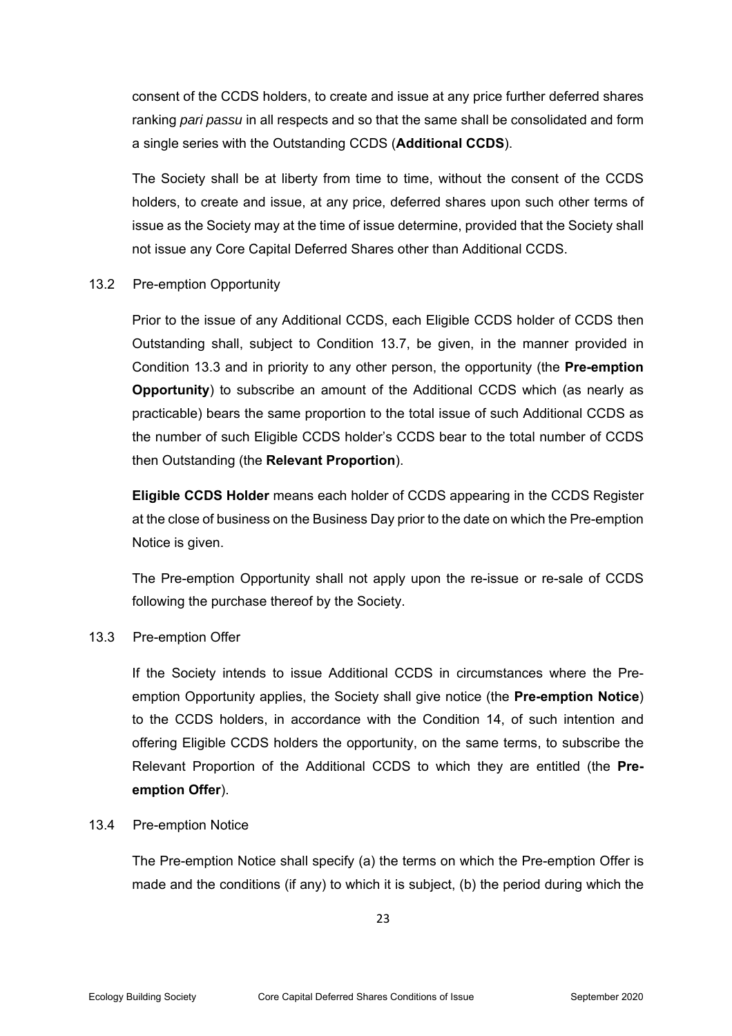consent of the CCDS holders, to create and issue at any price further deferred shares ranking *pari passu* in all respects and so that the same shall be consolidated and form a single series with the Outstanding CCDS (**Additional CCDS**).

The Society shall be at liberty from time to time, without the consent of the CCDS holders, to create and issue, at any price, deferred shares upon such other terms of issue as the Society may at the time of issue determine, provided that the Society shall not issue any Core Capital Deferred Shares other than Additional CCDS.

13.2 Pre-emption Opportunity

Prior to the issue of any Additional CCDS, each Eligible CCDS holder of CCDS then Outstanding shall, subject to Condition 13.7, be given, in the manner provided in Condition 13.3 and in priority to any other person, the opportunity (the **Pre-emption Opportunity**) to subscribe an amount of the Additional CCDS which (as nearly as practicable) bears the same proportion to the total issue of such Additional CCDS as the number of such Eligible CCDS holder's CCDS bear to the total number of CCDS then Outstanding (the **Relevant Proportion**).

**Eligible CCDS Holder** means each holder of CCDS appearing in the CCDS Register at the close of business on the Business Day prior to the date on which the Pre-emption Notice is given.

The Pre-emption Opportunity shall not apply upon the re-issue or re-sale of CCDS following the purchase thereof by the Society.

13.3 Pre-emption Offer

If the Society intends to issue Additional CCDS in circumstances where the Pre-emption Opportunity applies, the Society shall give notice (the **Pre-emption Notice**) to the CCDS holders, in accordance with the Condition 14, of such intention and offering Eligible CCDS holders the opportunity, on the same terms, to subscribe the Relevant Proportion of the Additional CCDS to which they are entitled (the **Pre-emption Offer**).

13.4 Pre-emption Notice

The Pre-emption Notice shall specify (a) the terms on which the Pre-emption Offer is made and the conditions (if any) to which it is subject, (b) the period during which the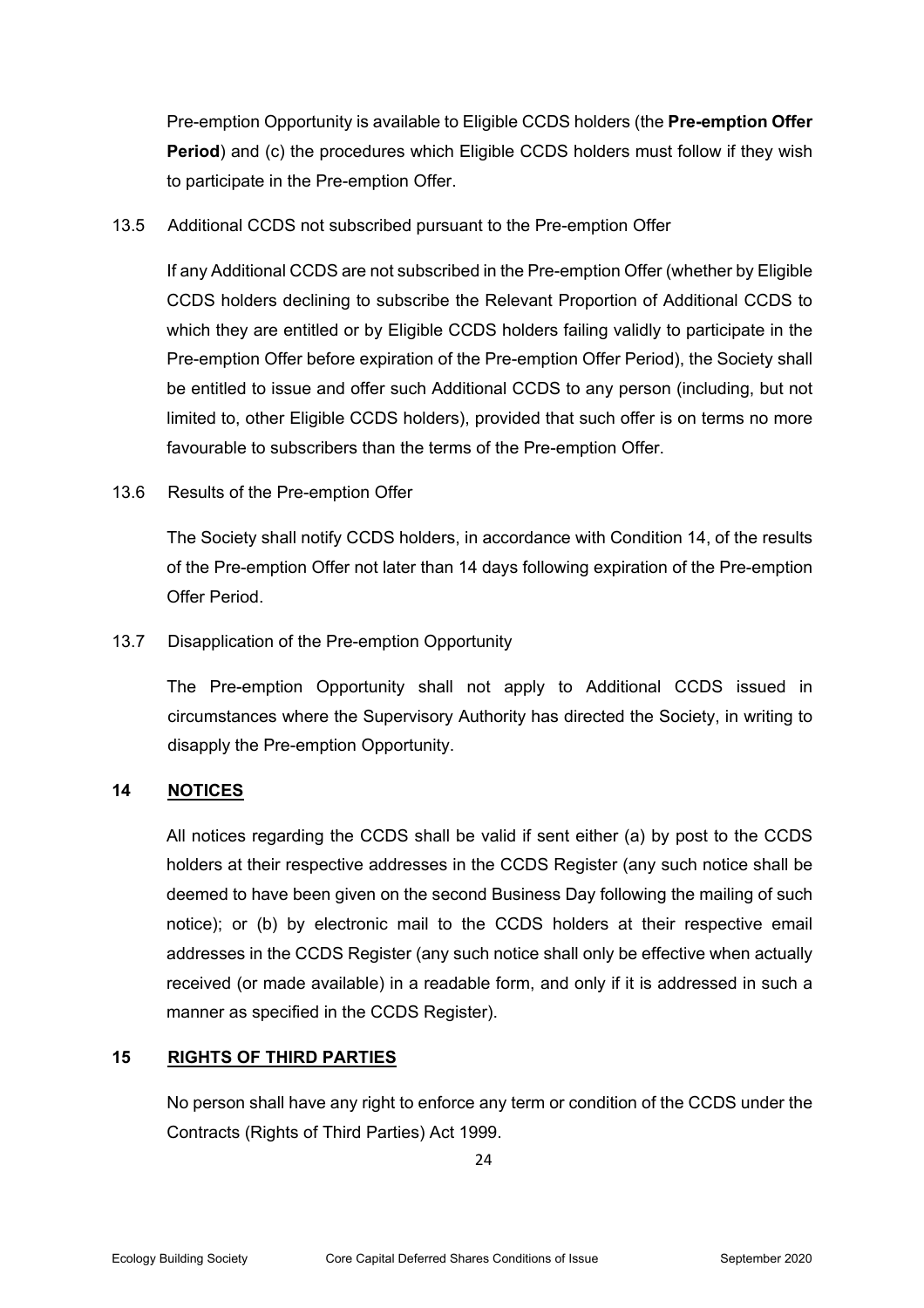Pre-emption Opportunity is available to Eligible CCDS holders (the **Pre-emption Offer Period**) and (c) the procedures which Eligible CCDS holders must follow if they wish to participate in the Pre-emption Offer.

13.5 Additional CCDS not subscribed pursuant to the Pre-emption Offer

If any Additional CCDS are not subscribed in the Pre-emption Offer (whether by Eligible CCDS holders declining to subscribe the Relevant Proportion of Additional CCDS to which they are entitled or by Eligible CCDS holders failing validly to participate in the Pre-emption Offer before expiration of the Pre-emption Offer Period), the Society shall be entitled to issue and offer such Additional CCDS to any person (including, but not limited to, other Eligible CCDS holders), provided that such offer is on terms no more favourable to subscribers than the terms of the Pre-emption Offer.

13.6 Results of the Pre-emption Offer

The Society shall notify CCDS holders, in accordance with Condition 14, of the results of the Pre-emption Offer not later than 14 days following expiration of the Pre-emption Offer Period.

13.7 Disapplication of the Pre-emption Opportunity

The Pre-emption Opportunity shall not apply to Additional CCDS issued in circumstances where the Supervisory Authority has directed the Society, in writing to disapply the Pre-emption Opportunity.

## 14 NOTICES

All notices regarding the CCDS shall be valid if sent either (a) by post to the CCDS holders at their respective addresses in the CCDS Register (any such notice shall be deemed to have been given on the second Business Day following the mailing of such notice); or (b) by electronic mail to the CCDS holders at their respective email addresses in the CCDS Register (any such notice shall only be effective when actually received (or made available) in a readable form, and only if it is addressed in such a manner as specified in the CCDS Register).

## 15 RIGHTS OF THIRD PARTIES

No person shall have any right to enforce any term or condition of the CCDS under the Contracts (Rights of Third Parties) Act 1999.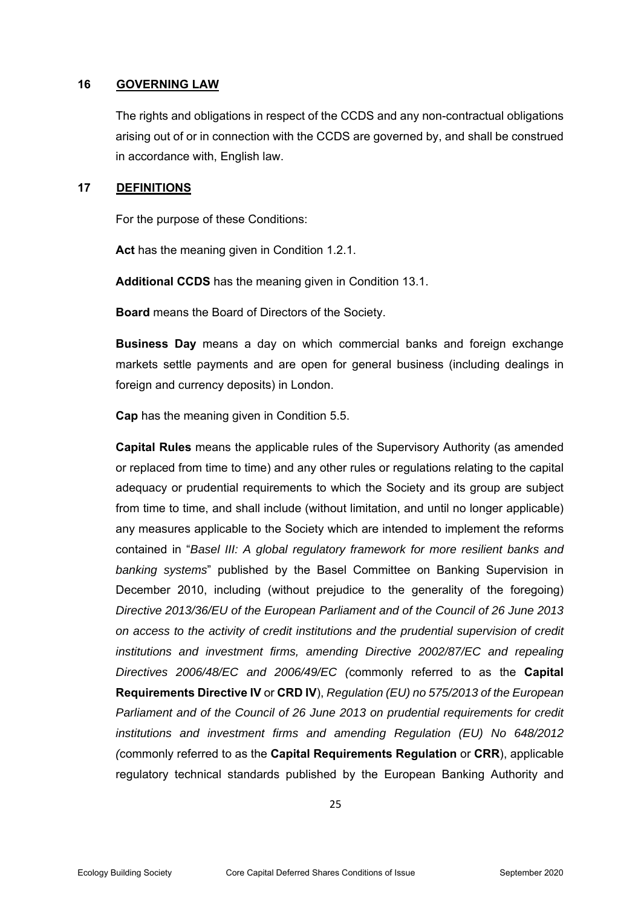## 16 GOVERNING LAW

The rights and obligations in respect of the CCDS and any non-contractual obligations arising out of or in connection with the CCDS are governed by, and shall be construed in accordance with, English law.

## 17 DEFINITIONS

For the purpose of these Conditions:

**Act** has the meaning given in Condition 1.2.1.

**Additional CCDS** has the meaning given in Condition 13.1.

**Board** means the Board of Directors of the Society.

**Business Day** means a day on which commercial banks and foreign exchange markets settle payments and are open for general business (including dealings in foreign and currency deposits) in London.

**Cap** has the meaning given in Condition 5.5.

**Capital Rules** means the applicable rules of the Supervisory Authority (as amended or replaced from time to time) and any other rules or regulations relating to the capital adequacy or prudential requirements to which the Society and its group are subject from time to time, and shall include (without limitation, and until no longer applicable) any measures applicable to the Society which are intended to implement the reforms contained in "*Basel III: A global regulatory framework for more resilient banks and banking systems*" published by the Basel Committee on Banking Supervision in December 2010, including (without prejudice to the generality of the foregoing) *Directive 2013/36/EU of the European Parliament and of the Council of 26 June 2013 on access to the activity of credit institutions and the prudential supervision of credit institutions and investment firms, amending Directive 2002/87/EC and repealing Directives 2006/48/EC and 2006/49/EC (*commonly referred to as the **Capital Requirements Directive IV** or **CRD IV**), *Regulation (EU) no 575/2013 of the European Parliament and of the Council of 26 June 2013 on prudential requirements for credit institutions and investment firms and amending Regulation (EU) No 648/2012 (*commonly referred to as the **Capital Requirements Regulation** or **CRR**), applicable regulatory technical standards published by the European Banking Authority and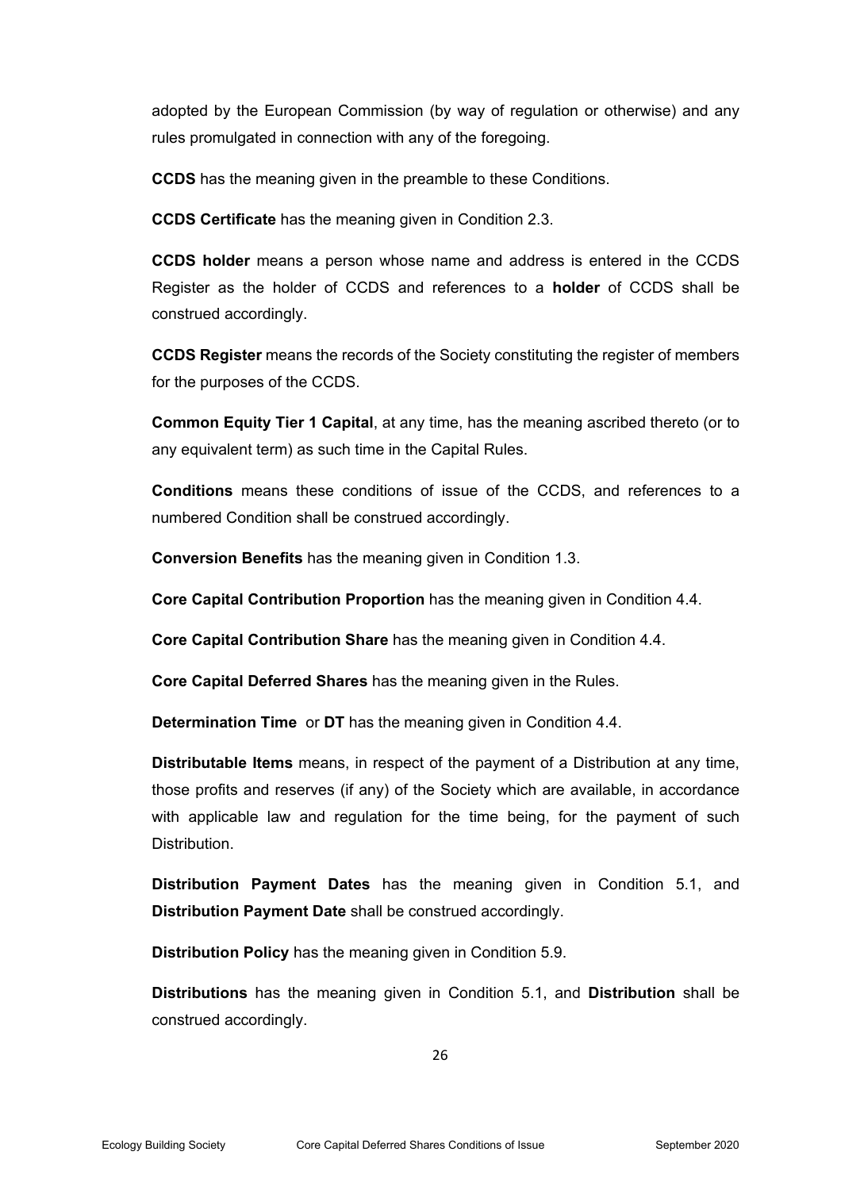adopted by the European Commission (by way of regulation or otherwise) and any rules promulgated in connection with any of the foregoing.

**CCDS** has the meaning given in the preamble to these Conditions.

**CCDS Certificate** has the meaning given in Condition 2.3.

**CCDS holder** means a person whose name and address is entered in the CCDS Register as the holder of CCDS and references to a **holder** of CCDS shall be construed accordingly.

**CCDS Register** means the records of the Society constituting the register of members for the purposes of the CCDS.

**Common Equity Tier 1 Capital**, at any time, has the meaning ascribed thereto (or to any equivalent term) as such time in the Capital Rules.

**Conditions** means these conditions of issue of the CCDS, and references to a numbered Condition shall be construed accordingly.

**Conversion Benefits** has the meaning given in Condition 1.3.

**Core Capital Contribution Proportion** has the meaning given in Condition 4.4.

**Core Capital Contribution Share** has the meaning given in Condition 4.4.

**Core Capital Deferred Shares** has the meaning given in the Rules.

**Determination Time** or **DT** has the meaning given in Condition 4.4.

**Distributable Items** means, in respect of the payment of a Distribution at any time, those profits and reserves (if any) of the Society which are available, in accordance with applicable law and regulation for the time being, for the payment of such Distribution.

**Distribution Payment Dates** has the meaning given in Condition 5.1, and **Distribution Payment Date** shall be construed accordingly.

**Distribution Policy** has the meaning given in Condition 5.9.

**Distributions** has the meaning given in Condition 5.1, and **Distribution** shall be construed accordingly.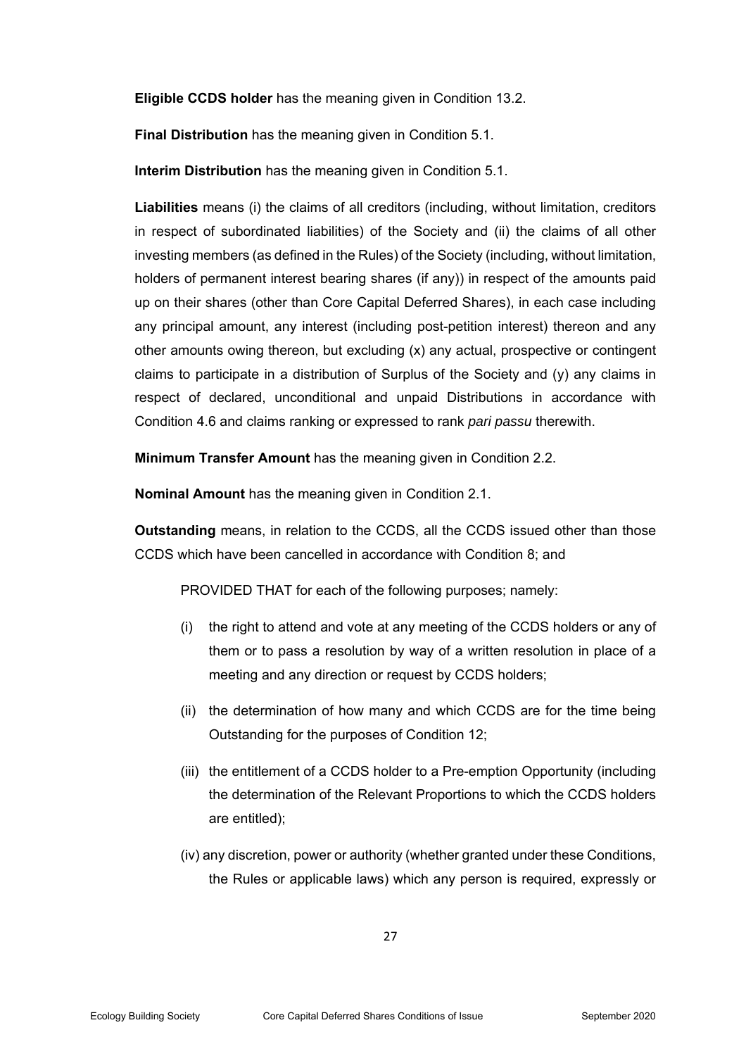**Eligible CCDS holder** has the meaning given in Condition 13.2.

**Final Distribution** has the meaning given in Condition 5.1.

**Interim Distribution** has the meaning given in Condition 5.1.

**Liabilities** means (i) the claims of all creditors (including, without limitation, creditors in respect of subordinated liabilities) of the Society and (ii) the claims of all other investing members (as defined in the Rules) of the Society (including, without limitation, holders of permanent interest bearing shares (if any)) in respect of the amounts paid up on their shares (other than Core Capital Deferred Shares), in each case including any principal amount, any interest (including post-petition interest) thereon and any other amounts owing thereon, but excluding (x) any actual, prospective or contingent claims to participate in a distribution of Surplus of the Society and (y) any claims in respect of declared, unconditional and unpaid Distributions in accordance with Condition 4.6 and claims ranking or expressed to rank *pari passu* therewith.

**Minimum Transfer Amount** has the meaning given in Condition 2.2.

**Nominal Amount** has the meaning given in Condition 2.1.

**Outstanding** means, in relation to the CCDS, all the CCDS issued other than those CCDS which have been cancelled in accordance with Condition 8; and

PROVIDED THAT for each of the following purposes; namely:

(i) the right to attend and vote at any meeting of the CCDS holders or any of them or to pass a resolution by way of a written resolution in place of a meeting and any direction or request by CCDS holders;

(ii) the determination of how many and which CCDS are for the time being Outstanding for the purposes of Condition 12;

(iii) the entitlement of a CCDS holder to a Pre-emption Opportunity (including the determination of the Relevant Proportions to which the CCDS holders are entitled);

(iv) any discretion, power or authority (whether granted under these Conditions, the Rules or applicable laws) which any person is required, expressly or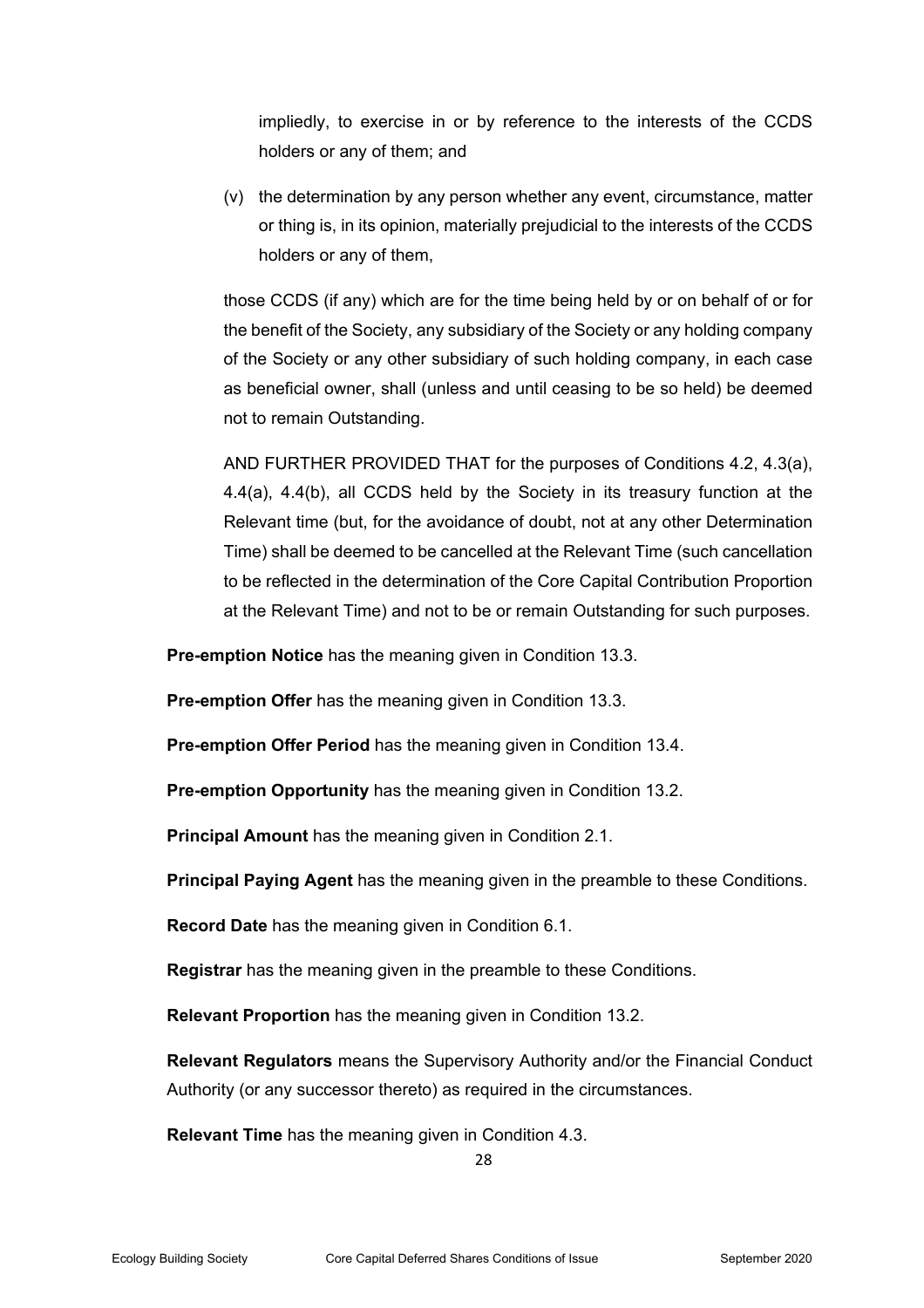impliedly, to exercise in or by reference to the interests of the CCDS holders or any of them; and

(v) the determination by any person whether any event, circumstance, matter or thing is, in its opinion, materially prejudicial to the interests of the CCDS holders or any of them,

those CCDS (if any) which are for the time being held by or on behalf of or for the benefit of the Society, any subsidiary of the Society or any holding company of the Society or any other subsidiary of such holding company, in each case as beneficial owner, shall (unless and until ceasing to be so held) be deemed not to remain Outstanding.

AND FURTHER PROVIDED THAT for the purposes of Conditions 4.2, 4.3(a), 4.4(a), 4.4(b), all CCDS held by the Society in its treasury function at the Relevant time (but, for the avoidance of doubt, not at any other Determination Time) shall be deemed to be cancelled at the Relevant Time (such cancellation to be reflected in the determination of the Core Capital Contribution Proportion at the Relevant Time) and not to be or remain Outstanding for such purposes.

**Pre-emption Notice** has the meaning given in Condition 13.3.

**Pre-emption Offer** has the meaning given in Condition 13.3.

**Pre-emption Offer Period** has the meaning given in Condition 13.4.

**Pre-emption Opportunity** has the meaning given in Condition 13.2.

**Principal Amount** has the meaning given in Condition 2.1.

**Principal Paying Agent** has the meaning given in the preamble to these Conditions.

**Record Date** has the meaning given in Condition 6.1.

**Registrar** has the meaning given in the preamble to these Conditions.

**Relevant Proportion** has the meaning given in Condition 13.2.

**Relevant Regulators** means the Supervisory Authority and/or the Financial Conduct Authority (or any successor thereto) as required in the circumstances.

**Relevant Time** has the meaning given in Condition 4.3.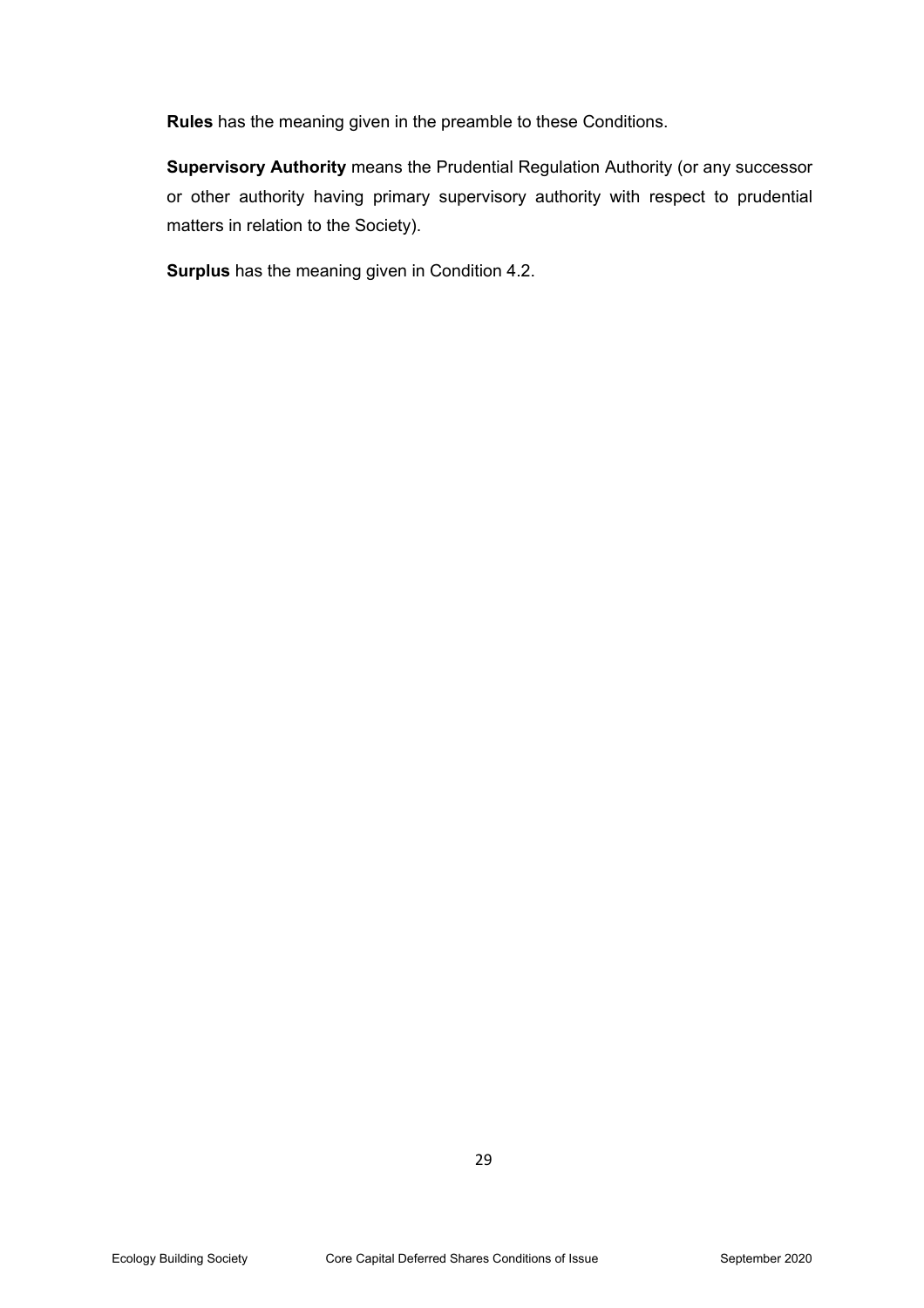**Rules** has the meaning given in the preamble to these Conditions.

**Supervisory Authority** means the Prudential Regulation Authority (or any successor or other authority having primary supervisory authority with respect to prudential matters in relation to the Society).

**Surplus** has the meaning given in Condition 4.2.